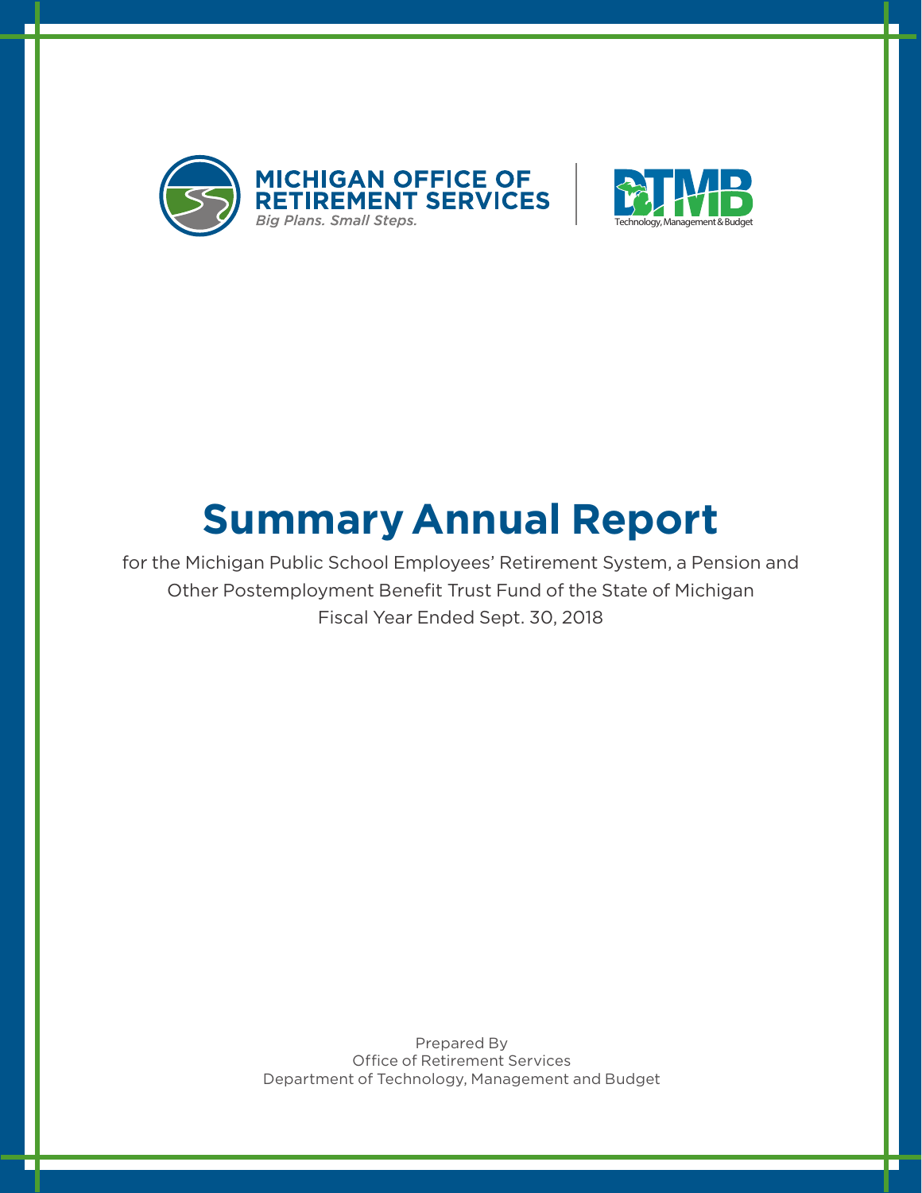MICHIGAN OFFICE OF RETIREMENT SERVICES
*Big Plans. Small Steps.*

DTMB
Technology, Management & Budget

# Summary Annual Report

for the Michigan Public School Employees' Retirement System, a Pension and Other Postemployment Benefit Trust Fund of the State of Michigan
Fiscal Year Ended Sept. 30, 2018

Prepared By
Office of Retirement Services
Department of Technology, Management and Budget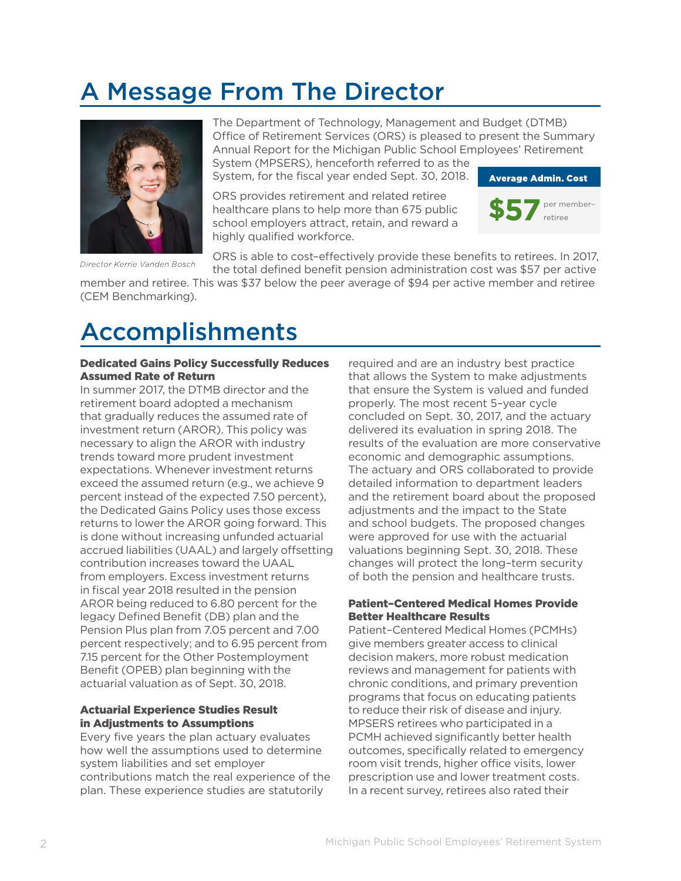# A Message From The Director

Director Kerrie Vanden Bosch

The Department of Technology, Management and Budget (DTMB) Office of Retirement Services (ORS) is pleased to present the Summary Annual Report for the Michigan Public School Employees' Retirement System (MPSERS), henceforth referred to as the System, for the fiscal year ended Sept. 30, 2018.

**Average Admin. Cost**

**$57** per member-retiree

ORS provides retirement and related retiree healthcare plans to help more than 675 public school employers attract, retain, and reward a highly qualified workforce.

ORS is able to cost-effectively provide these benefits to retirees. In 2017, the total defined benefit pension administration cost was $57 per active member and retiree. This was $37 below the peer average of $94 per active member and retiree (CEM Benchmarking).

# Accomplishments

### Dedicated Gains Policy Successfully Reduces Assumed Rate of Return

In summer 2017, the DTMB director and the retirement board adopted a mechanism that gradually reduces the assumed rate of investment return (AROR). This policy was necessary to align the AROR with industry trends toward more prudent investment expectations. Whenever investment returns exceed the assumed return (e.g., we achieve 9 percent instead of the expected 7.50 percent), the Dedicated Gains Policy uses those excess returns to lower the AROR going forward. This is done without increasing unfunded actuarial accrued liabilities (UAAL) and largely offsetting contribution increases toward the UAAL from employers. Excess investment returns in fiscal year 2018 resulted in the pension AROR being reduced to 6.80 percent for the legacy Defined Benefit (DB) plan and the Pension Plus plan from 7.05 percent and 7.00 percent respectively; and to 6.95 percent from 7.15 percent for the Other Postemployment Benefit (OPEB) plan beginning with the actuarial valuation as of Sept. 30, 2018.

### Actuarial Experience Studies Result in Adjustments to Assumptions

Every five years the plan actuary evaluates how well the assumptions used to determine system liabilities and set employer contributions match the real experience of the plan. These experience studies are statutorily required and are an industry best practice that allows the System to make adjustments that ensure the System is valued and funded properly. The most recent 5-year cycle concluded on Sept. 30, 2017, and the actuary delivered its evaluation in spring 2018. The results of the evaluation are more conservative economic and demographic assumptions. The actuary and ORS collaborated to provide detailed information to department leaders and the retirement board about the proposed adjustments and the impact to the State and school budgets. The proposed changes were approved for use with the actuarial valuations beginning Sept. 30, 2018. These changes will protect the long-term security of both the pension and healthcare trusts.

### Patient-Centered Medical Homes Provide Better Healthcare Results

Patient-Centered Medical Homes (PCMHs) give members greater access to clinical decision makers, more robust medication reviews and management for patients with chronic conditions, and primary prevention programs that focus on educating patients to reduce their risk of disease and injury. MPSERS retirees who participated in a PCMH achieved significantly better health outcomes, specifically related to emergency room visit trends, higher office visits, lower prescription use and lower treatment costs. In a recent survey, retirees also rated their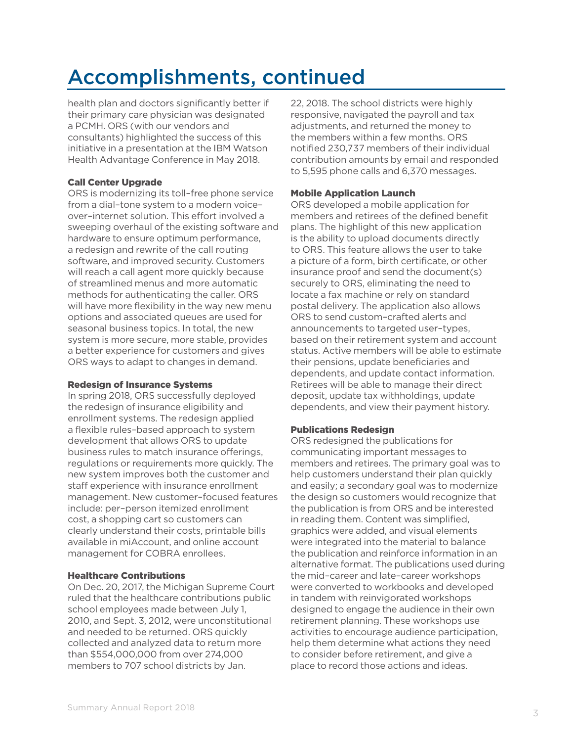# Accomplishments, continued

health plan and doctors significantly better if their primary care physician was designated a PCMH. ORS (with our vendors and consultants) highlighted the success of this initiative in a presentation at the IBM Watson Health Advantage Conference in May 2018.

**Call Center Upgrade**

ORS is modernizing its toll-free phone service from a dial-tone system to a modern voice-over-internet solution. This effort involved a sweeping overhaul of the existing software and hardware to ensure optimum performance, a redesign and rewrite of the call routing software, and improved security. Customers will reach a call agent more quickly because of streamlined menus and more automatic methods for authenticating the caller. ORS will have more flexibility in the way new menu options and associated queues are used for seasonal business topics. In total, the new system is more secure, more stable, provides a better experience for customers and gives ORS ways to adapt to changes in demand.

**Redesign of Insurance Systems**

In spring 2018, ORS successfully deployed the redesign of insurance eligibility and enrollment systems. The redesign applied a flexible rules-based approach to system development that allows ORS to update business rules to match insurance offerings, regulations or requirements more quickly. The new system improves both the customer and staff experience with insurance enrollment management. New customer-focused features include: per-person itemized enrollment cost, a shopping cart so customers can clearly understand their costs, printable bills available in miAccount, and online account management for COBRA enrollees.

**Healthcare Contributions**

On Dec. 20, 2017, the Michigan Supreme Court ruled that the healthcare contributions public school employees made between July 1, 2010, and Sept. 3, 2012, were unconstitutional and needed to be returned. ORS quickly collected and analyzed data to return more than $554,000,000 from over 274,000 members to 707 school districts by Jan. 22, 2018. The school districts were highly responsive, navigated the payroll and tax adjustments, and returned the money to the members within a few months. ORS notified 230,737 members of their individual contribution amounts by email and responded to 5,595 phone calls and 6,370 messages.

**Mobile Application Launch**

ORS developed a mobile application for members and retirees of the defined benefit plans. The highlight of this new application is the ability to upload documents directly to ORS. This feature allows the user to take a picture of a form, birth certificate, or other insurance proof and send the document(s) securely to ORS, eliminating the need to locate a fax machine or rely on standard postal delivery. The application also allows ORS to send custom-crafted alerts and announcements to targeted user-types, based on their retirement system and account status. Active members will be able to estimate their pensions, update beneficiaries and dependents, and update contact information. Retirees will be able to manage their direct deposit, update tax withholdings, update dependents, and view their payment history.

**Publications Redesign**

ORS redesigned the publications for communicating important messages to members and retirees. The primary goal was to help customers understand their plan quickly and easily; a secondary goal was to modernize the design so customers would recognize that the publication is from ORS and be interested in reading them. Content was simplified, graphics were added, and visual elements were integrated into the material to balance the publication and reinforce information in an alternative format. The publications used during the mid-career and late-career workshops were converted to workbooks and developed in tandem with reinvigorated workshops designed to engage the audience in their own retirement planning. These workshops use activities to encourage audience participation, help them determine what actions they need to consider before retirement, and give a place to record those actions and ideas.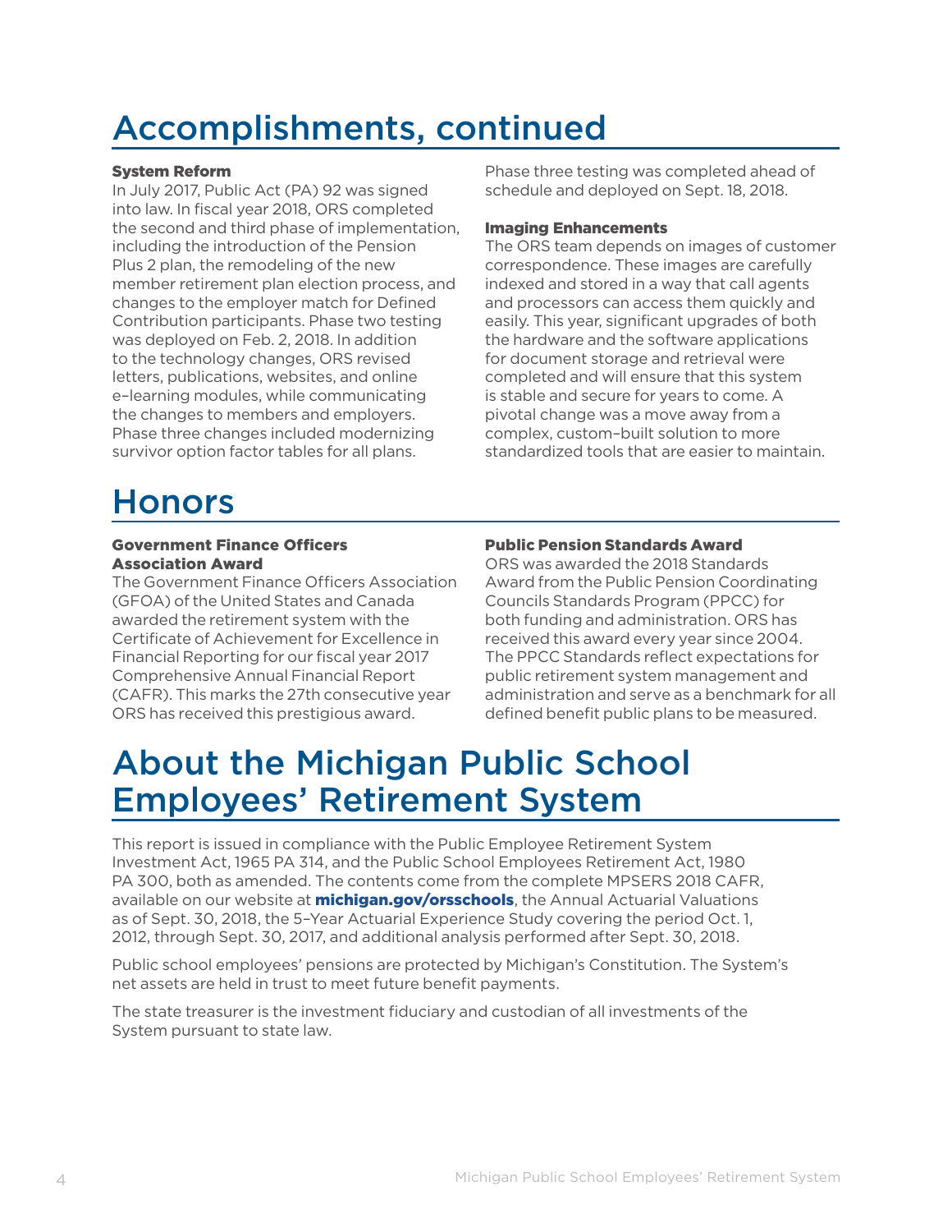# Accomplishments, continued

### System Reform

In July 2017, Public Act (PA) 92 was signed into law. In fiscal year 2018, ORS completed the second and third phase of implementation, including the introduction of the Pension Plus 2 plan, the remodeling of the new member retirement plan election process, and changes to the employer match for Defined Contribution participants. Phase two testing was deployed on Feb. 2, 2018. In addition to the technology changes, ORS revised letters, publications, websites, and online e-learning modules, while communicating the changes to members and employers. Phase three changes included modernizing survivor option factor tables for all plans. Phase three testing was completed ahead of schedule and deployed on Sept. 18, 2018.

### Imaging Enhancements

The ORS team depends on images of customer correspondence. These images are carefully indexed and stored in a way that call agents and processors can access them quickly and easily. This year, significant upgrades of both the hardware and the software applications for document storage and retrieval were completed and will ensure that this system is stable and secure for years to come. A pivotal change was a move away from a complex, custom-built solution to more standardized tools that are easier to maintain.

# Honors

### Government Finance Officers Association Award

The Government Finance Officers Association (GFOA) of the United States and Canada awarded the retirement system with the Certificate of Achievement for Excellence in Financial Reporting for our fiscal year 2017 Comprehensive Annual Financial Report (CAFR). This marks the 27th consecutive year ORS has received this prestigious award.

### Public Pension Standards Award

ORS was awarded the 2018 Standards Award from the Public Pension Coordinating Councils Standards Program (PPCC) for both funding and administration. ORS has received this award every year since 2004. The PPCC Standards reflect expectations for public retirement system management and administration and serve as a benchmark for all defined benefit public plans to be measured.

# About the Michigan Public School Employees' Retirement System

This report is issued in compliance with the Public Employee Retirement System Investment Act, 1965 PA 314, and the Public School Employees Retirement Act, 1980 PA 300, both as amended. The contents come from the complete MPSERS 2018 CAFR, available on our website at **michigan.gov/orsschools**, the Annual Actuarial Valuations as of Sept. 30, 2018, the 5-Year Actuarial Experience Study covering the period Oct. 1, 2012, through Sept. 30, 2017, and additional analysis performed after Sept. 30, 2018.

Public school employees' pensions are protected by Michigan's Constitution. The System's net assets are held in trust to meet future benefit payments.

The state treasurer is the investment fiduciary and custodian of all investments of the System pursuant to state law.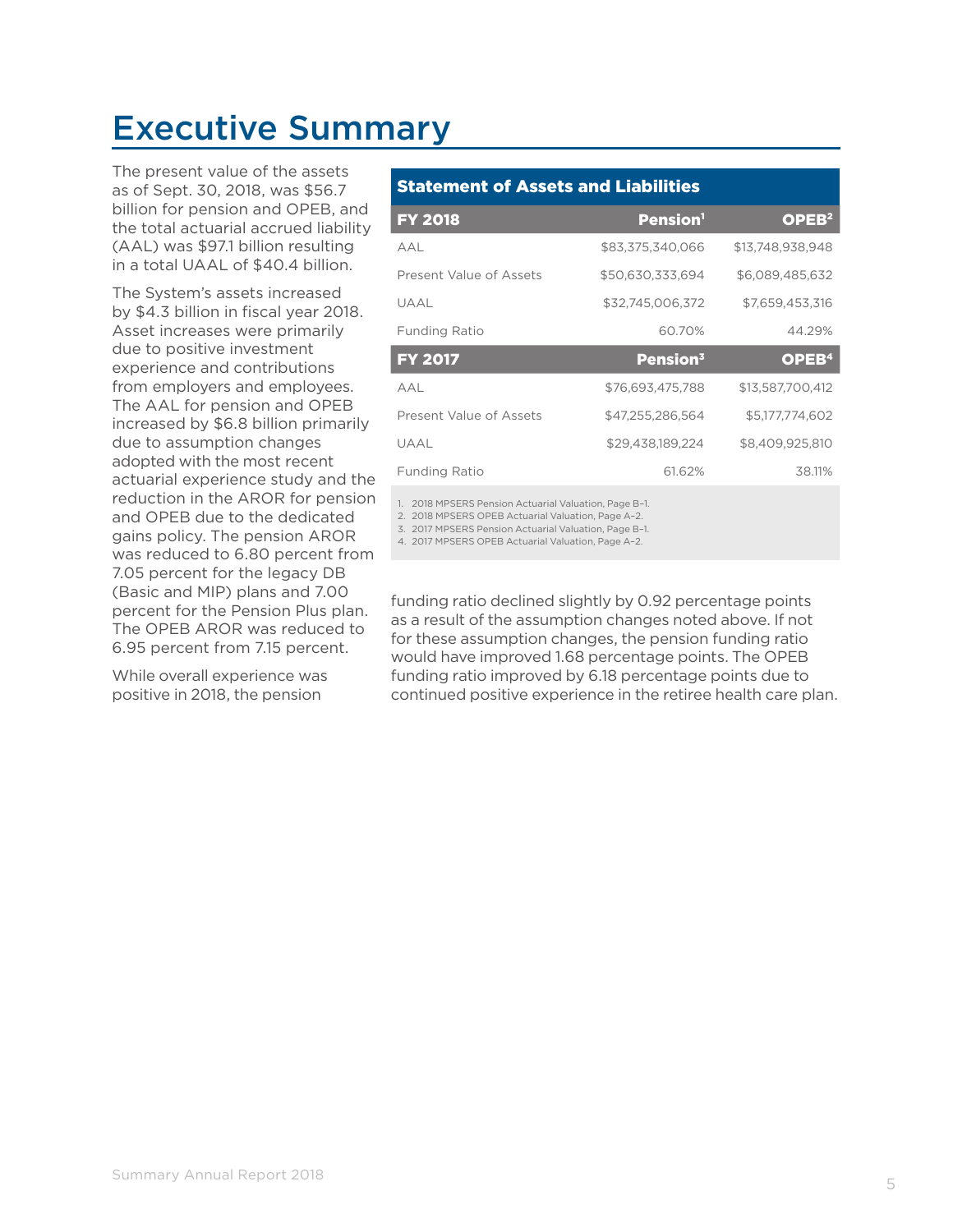# Executive Summary

The present value of the assets as of Sept. 30, 2018, was $56.7 billion for pension and OPEB, and the total actuarial accrued liability (AAL) was $97.1 billion resulting in a total UAAL of $40.4 billion.

The System's assets increased by $4.3 billion in fiscal year 2018. Asset increases were primarily due to positive investment experience and contributions from employers and employees. The AAL for pension and OPEB increased by $6.8 billion primarily due to assumption changes adopted with the most recent actuarial experience study and the reduction in the AROR for pension and OPEB due to the dedicated gains policy. The pension AROR was reduced to 6.80 percent from 7.05 percent for the legacy DB (Basic and MIP) plans and 7.00 percent for the Pension Plus plan. The OPEB AROR was reduced to 6.95 percent from 7.15 percent.

While overall experience was positive in 2018, the pension funding ratio declined slightly by 0.92 percentage points as a result of the assumption changes noted above. If not for these assumption changes, the pension funding ratio would have improved 1.68 percentage points. The OPEB funding ratio improved by 6.18 percentage points due to continued positive experience in the retiree health care plan.

**Statement of Assets and Liabilities**

| FY 2018 | Pension[1] | OPEB[2] |
|---|---|---|
| AAL | $83,375,340,066 | $13,748,938,948 |
| Present Value of Assets | $50,630,333,694 | $6,089,485,632 |
| UAAL | $32,745,006,372 | $7,659,453,316 |
| Funding Ratio | 60.70% | 44.29% |
| **FY 2017** | **Pension[3]** | **OPEB[4]** |
| AAL | $76,693,475,788 | $13,587,700,412 |
| Present Value of Assets | $47,255,286,564 | $5,177,774,602 |
| UAAL | $29,438,189,224 | $8,409,925,810 |
| Funding Ratio | 61.62% | 38.11% |

1. 2018 MPSERS Pension Actuarial Valuation, Page B-1.
2. 2018 MPSERS OPEB Actuarial Valuation, Page A-2.
3. 2017 MPSERS Pension Actuarial Valuation, Page B-1.
4. 2017 MPSERS OPEB Actuarial Valuation, Page A-2.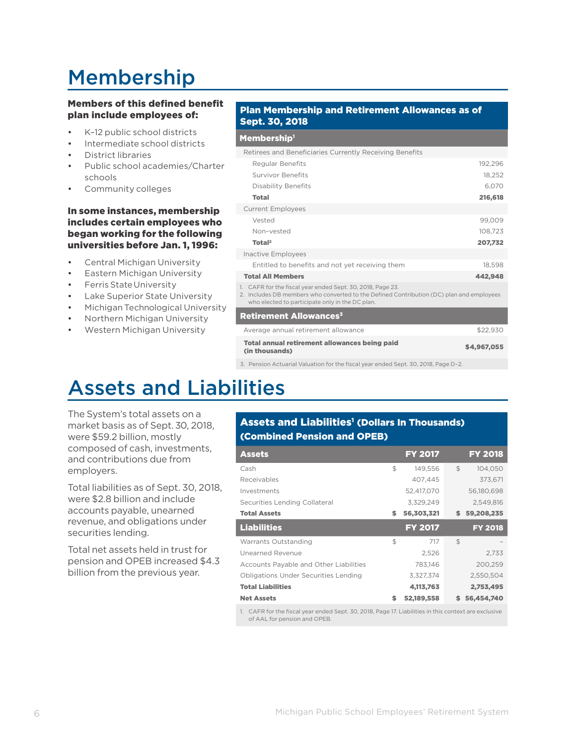# Membership

**Members of this defined benefit plan include employees of:**

- K–12 public school districts
- Intermediate school districts
- District libraries
- Public school academies/Charter schools
- Community colleges

**In some instances, membership includes certain employees who began working for the following universities before Jan. 1, 1996:**

- Central Michigan University
- Eastern Michigan University
- Ferris State University
- Lake Superior State University
- Michigan Technological University
- Northern Michigan University
- Western Michigan University

**Plan Membership and Retirement Allowances as of Sept. 30, 2018**

| Membership[1] | |
|---|---|
| Retirees and Beneficiaries Currently Receiving Benefits | |
| Regular Benefits | 192,296 |
| Survivor Benefits | 18,252 |
| Disability Benefits | 6,070 |
| **Total** | **216,618** |
| Current Employees | |
| Vested | 99,009 |
| Non-vested | 108,723 |
| **Total[2]** | **207,732** |
| Inactive Employees | |
| Entitled to benefits and not yet receiving them | 18,598 |
| **Total All Members** | **442,948** |

1. CAFR for the fiscal year ended Sept. 30, 2018, Page 23.
2. Includes DB members who converted to the Defined Contribution (DC) plan and employees who elected to participate only in the DC plan.

| Retirement Allowances[3] | |
|---|---|
| Average annual retirement allowance | $22,930 |
| **Total annual retirement allowances being paid (in thousands)** | **$4,967,055** |

3. Pension Actuarial Valuation for the fiscal year ended Sept. 30, 2018, Page D-2.

# Assets and Liabilities

The System's total assets on a market basis as of Sept. 30, 2018, were $59.2 billion, mostly composed of cash, investments, and contributions due from employers.

Total liabilities as of Sept. 30, 2018, were $2.8 billion and include accounts payable, unearned revenue, and obligations under securities lending.

Total net assets held in trust for pension and OPEB increased $4.3 billion from the previous year.

**Assets and Liabilities[1] (Dollars In Thousands) (Combined Pension and OPEB)**

| Assets | FY 2017 | FY 2018 |
|---|---|---|
| Cash | $ 149,556 | $ 104,050 |
| Receivables | 407,445 | 373,671 |
| Investments | 52,417,070 | 56,180,698 |
| Securities Lending Collateral | 3,329,249 | 2,549,816 |
| **Total Assets** | **$ 56,303,321** | **$ 59,208,235** |
| **Liabilities** | **FY 2017** | **FY 2018** |
| Warrants Outstanding | $ 717 | $ – |
| Unearned Revenue | 2,526 | 2,733 |
| Accounts Payable and Other Liabilities | 783,146 | 200,259 |
| Obligations Under Securities Lending | 3,327,374 | 2,550,504 |
| **Total Liabilities** | **4,113,763** | **2,753,495** |
| **Net Assets** | **$ 52,189,558** | **$ 56,454,740** |

1. CAFR for the fiscal year ended Sept. 30, 2018, Page 17. Liabilities in this context are exclusive of AAL for pension and OPEB.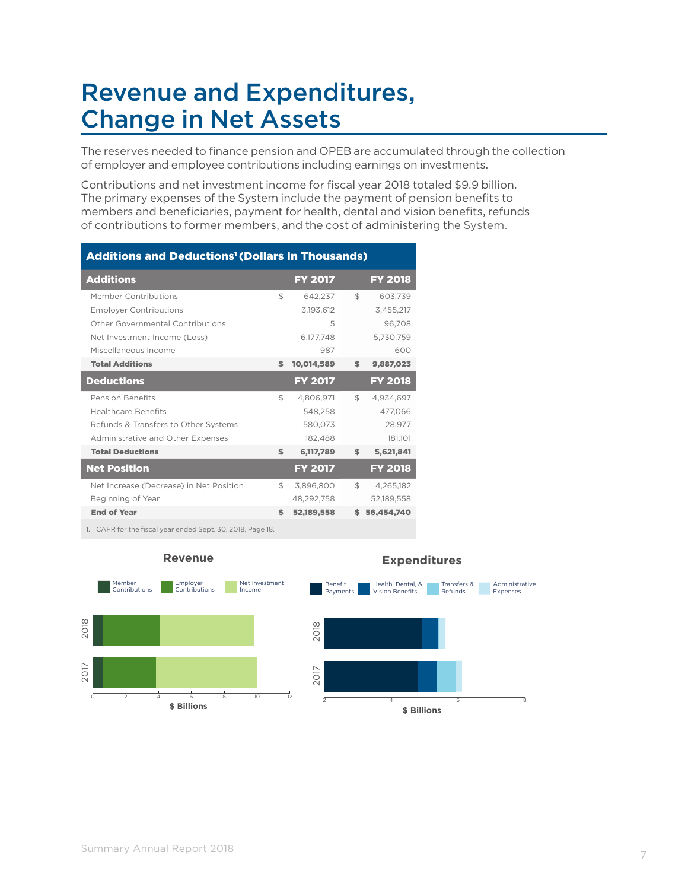# Revenue and Expenditures, Change in Net Assets

The reserves needed to finance pension and OPEB are accumulated through the collection of employer and employee contributions including earnings on investments.

Contributions and net investment income for fiscal year 2018 totaled $9.9 billion. The primary expenses of the System include the payment of pension benefits to members and beneficiaries, payment for health, dental and vision benefits, refunds of contributions to former members, and the cost of administering the System.

**Additions and Deductions[1] (Dollars In Thousands)**

| Additions | FY 2017 | FY 2018 |
|---|---|---|
| Member Contributions | $ 642,237 | $ 603,739 |
| Employer Contributions | 3,193,612 | 3,455,217 |
| Other Governmental Contributions | 5 | 96,708 |
| Net Investment Income (Loss) | 6,177,748 | 5,730,759 |
| Miscellaneous Income | 987 | 600 |
| **Total Additions** | **$ 10,014,589** | **$ 9,887,023** |
| **Deductions** | **FY 2017** | **FY 2018** |
| Pension Benefits | $ 4,806,971 | $ 4,934,697 |
| Healthcare Benefits | 548,258 | 477,066 |
| Refunds & Transfers to Other Systems | 580,073 | 28,977 |
| Administrative and Other Expenses | 182,488 | 181,101 |
| **Total Deductions** | **$ 6,117,789** | **$ 5,621,841** |
| **Net Position** | **FY 2017** | **FY 2018** |
| Net Increase (Decrease) in Net Position | $ 3,896,800 | $ 4,265,182 |
| Beginning of Year | 48,292,758 | 52,189,558 |
| **End of Year** | **$ 52,189,558** | **$ 56,454,740** |

1. CAFR for the fiscal year ended Sept. 30, 2018, Page 18.

**Revenue**

Legend: Member Contributions, Employer Contributions, Net Investment Income ($ Billions; years 2018, 2017)

**Expenditures**

Legend: Benefit Payments, Health, Dental, & Vision Benefits, Transfers & Refunds, Administrative Expenses ($ Billions; years 2018, 2017)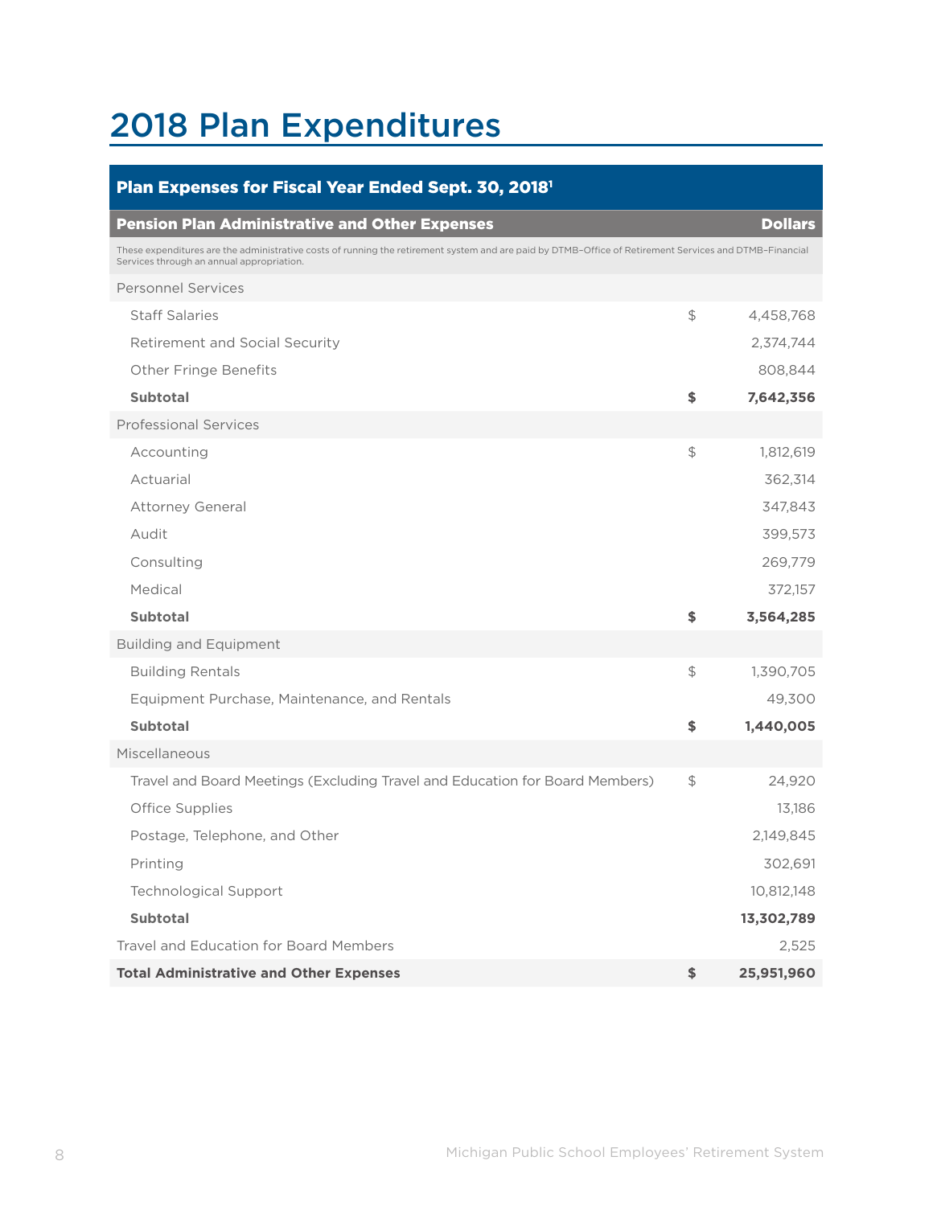# 2018 Plan Expenditures

| Plan Expenses for Fiscal Year Ended Sept. 30, 2018[1] | | |
|---|---|---|
| **Pension Plan Administrative and Other Expenses** | | **Dollars** |
| These expenditures are the administrative costs of running the retirement system and are paid by DTMB–Office of Retirement Services and DTMB–Financial Services through an annual appropriation. | | |
| Personnel Services | | |
| Staff Salaries | $ | 4,458,768 |
| Retirement and Social Security | | 2,374,744 |
| Other Fringe Benefits | | 808,844 |
| **Subtotal** | **$** | **7,642,356** |
| Professional Services | | |
| Accounting | $ | 1,812,619 |
| Actuarial | | 362,314 |
| Attorney General | | 347,843 |
| Audit | | 399,573 |
| Consulting | | 269,779 |
| Medical | | 372,157 |
| **Subtotal** | **$** | **3,564,285** |
| Building and Equipment | | |
| Building Rentals | $ | 1,390,705 |
| Equipment Purchase, Maintenance, and Rentals | | 49,300 |
| **Subtotal** | **$** | **1,440,005** |
| Miscellaneous | | |
| Travel and Board Meetings (Excluding Travel and Education for Board Members) | $ | 24,920 |
| Office Supplies | | 13,186 |
| Postage, Telephone, and Other | | 2,149,845 |
| Printing | | 302,691 |
| Technological Support | | 10,812,148 |
| **Subtotal** | | **13,302,789** |
| Travel and Education for Board Members | | 2,525 |
| **Total Administrative and Other Expenses** | **$** | **25,951,960** |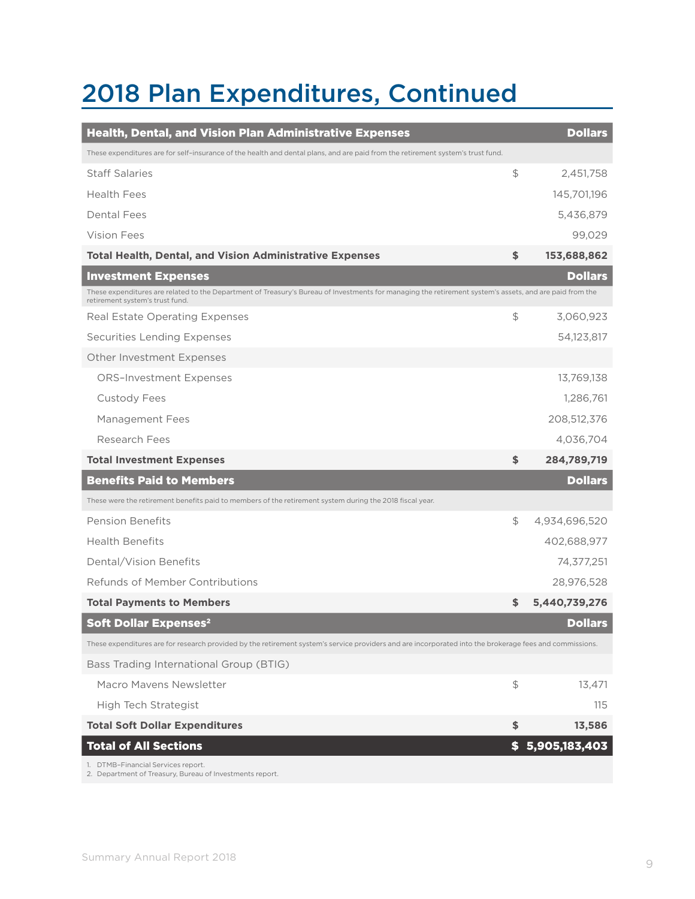# 2018 Plan Expenditures, Continued

| Health, Dental, and Vision Plan Administrative Expenses | | Dollars |
|---|---|---|
| These expenditures are for self-insurance of the health and dental plans, and are paid from the retirement system's trust fund. | | |
| Staff Salaries | $ | 2,451,758 |
| Health Fees | | 145,701,196 |
| Dental Fees | | 5,436,879 |
| Vision Fees | | 99,029 |
| **Total Health, Dental, and Vision Administrative Expenses** | **$** | **153,688,862** |
| **Investment Expenses** | | **Dollars** |
| These expenditures are related to the Department of Treasury's Bureau of Investments for managing the retirement system's assets, and are paid from the retirement system's trust fund. | | |
| Real Estate Operating Expenses | $ | 3,060,923 |
| Securities Lending Expenses | | 54,123,817 |
| Other Investment Expenses | | |
| ORS–Investment Expenses | | 13,769,138 |
| Custody Fees | | 1,286,761 |
| Management Fees | | 208,512,376 |
| Research Fees | | 4,036,704 |
| **Total Investment Expenses** | **$** | **284,789,719** |
| **Benefits Paid to Members** | | **Dollars** |
| These were the retirement benefits paid to members of the retirement system during the 2018 fiscal year. | | |
| Pension Benefits | $ | 4,934,696,520 |
| Health Benefits | | 402,688,977 |
| Dental/Vision Benefits | | 74,377,251 |
| Refunds of Member Contributions | | 28,976,528 |
| **Total Payments to Members** | **$** | **5,440,739,276** |
| **Soft Dollar Expenses[2]** | | **Dollars** |
| These expenditures are for research provided by the retirement system's service providers and are incorporated into the brokerage fees and commissions. | | |
| Bass Trading International Group (BTIG) | | |
| Macro Mavens Newsletter | $ | 13,471 |
| High Tech Strategist | | 115 |
| **Total Soft Dollar Expenditures** | **$** | **13,586** |
| **Total of All Sections** | **$** | **5,905,183,403** |

1. DTMB–Financial Services report.
2. Department of Treasury, Bureau of Investments report.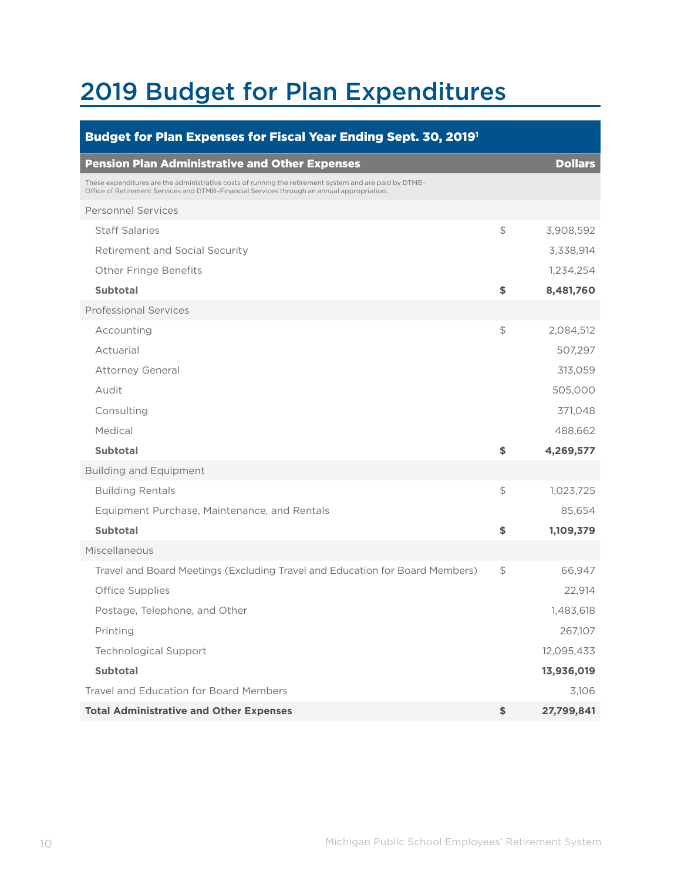# 2019 Budget for Plan Expenditures

| Budget for Plan Expenses for Fiscal Year Ending Sept. 30, 2019[1] | | |
|---|---|---|
| **Pension Plan Administrative and Other Expenses** | | **Dollars** |
| These expenditures are the administrative costs of running the retirement system and are paid by DTMB–Office of Retirement Services and DTMB–Financial Services through an annual appropriation. | | |
| Personnel Services | | |
| Staff Salaries | $ | 3,908,592 |
| Retirement and Social Security | | 3,338,914 |
| Other Fringe Benefits | | 1,234,254 |
| **Subtotal** | **$** | **8,481,760** |
| Professional Services | | |
| Accounting | $ | 2,084,512 |
| Actuarial | | 507,297 |
| Attorney General | | 313,059 |
| Audit | | 505,000 |
| Consulting | | 371,048 |
| Medical | | 488,662 |
| **Subtotal** | **$** | **4,269,577** |
| Building and Equipment | | |
| Building Rentals | $ | 1,023,725 |
| Equipment Purchase, Maintenance, and Rentals | | 85,654 |
| **Subtotal** | **$** | **1,109,379** |
| Miscellaneous | | |
| Travel and Board Meetings (Excluding Travel and Education for Board Members) | $ | 66,947 |
| Office Supplies | | 22,914 |
| Postage, Telephone, and Other | | 1,483,618 |
| Printing | | 267,107 |
| Technological Support | | 12,095,433 |
| **Subtotal** | | **13,936,019** |
| Travel and Education for Board Members | | 3,106 |
| **Total Administrative and Other Expenses** | **$** | **27,799,841** |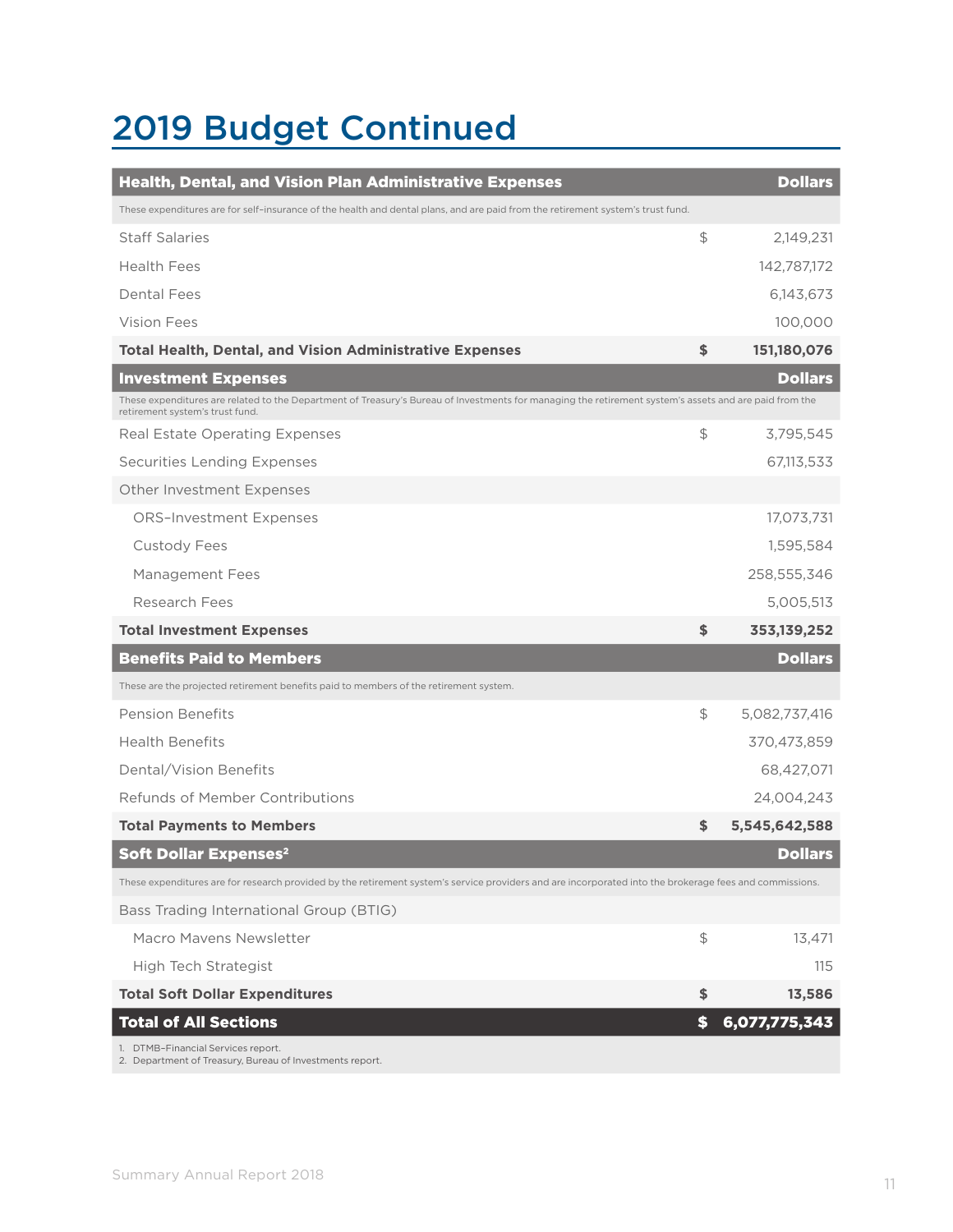# 2019 Budget Continued

| Health, Dental, and Vision Plan Administrative Expenses | | Dollars |
|---|---|---|
| These expenditures are for self-insurance of the health and dental plans, and are paid from the retirement system's trust fund. | | |
| Staff Salaries | $ | 2,149,231 |
| Health Fees | | 142,787,172 |
| Dental Fees | | 6,143,673 |
| Vision Fees | | 100,000 |
| **Total Health, Dental, and Vision Administrative Expenses** | **$** | **151,180,076** |
| **Investment Expenses** | | **Dollars** |
| These expenditures are related to the Department of Treasury's Bureau of Investments for managing the retirement system's assets and are paid from the retirement system's trust fund. | | |
| Real Estate Operating Expenses | $ | 3,795,545 |
| Securities Lending Expenses | | 67,113,533 |
| Other Investment Expenses | | |
| ORS–Investment Expenses | | 17,073,731 |
| Custody Fees | | 1,595,584 |
| Management Fees | | 258,555,346 |
| Research Fees | | 5,005,513 |
| **Total Investment Expenses** | **$** | **353,139,252** |
| **Benefits Paid to Members** | | **Dollars** |
| These are the projected retirement benefits paid to members of the retirement system. | | |
| Pension Benefits | $ | 5,082,737,416 |
| Health Benefits | | 370,473,859 |
| Dental/Vision Benefits | | 68,427,071 |
| Refunds of Member Contributions | | 24,004,243 |
| **Total Payments to Members** | **$** | **5,545,642,588** |
| **Soft Dollar Expenses[2]** | | **Dollars** |
| These expenditures are for research provided by the retirement system's service providers and are incorporated into the brokerage fees and commissions. | | |
| Bass Trading International Group (BTIG) | | |
| Macro Mavens Newsletter | $ | 13,471 |
| High Tech Strategist | | 115 |
| **Total Soft Dollar Expenditures** | **$** | **13,586** |
| **Total of All Sections** | **$** | **6,077,775,343** |

1. DTMB–Financial Services report.
2. Department of Treasury, Bureau of Investments report.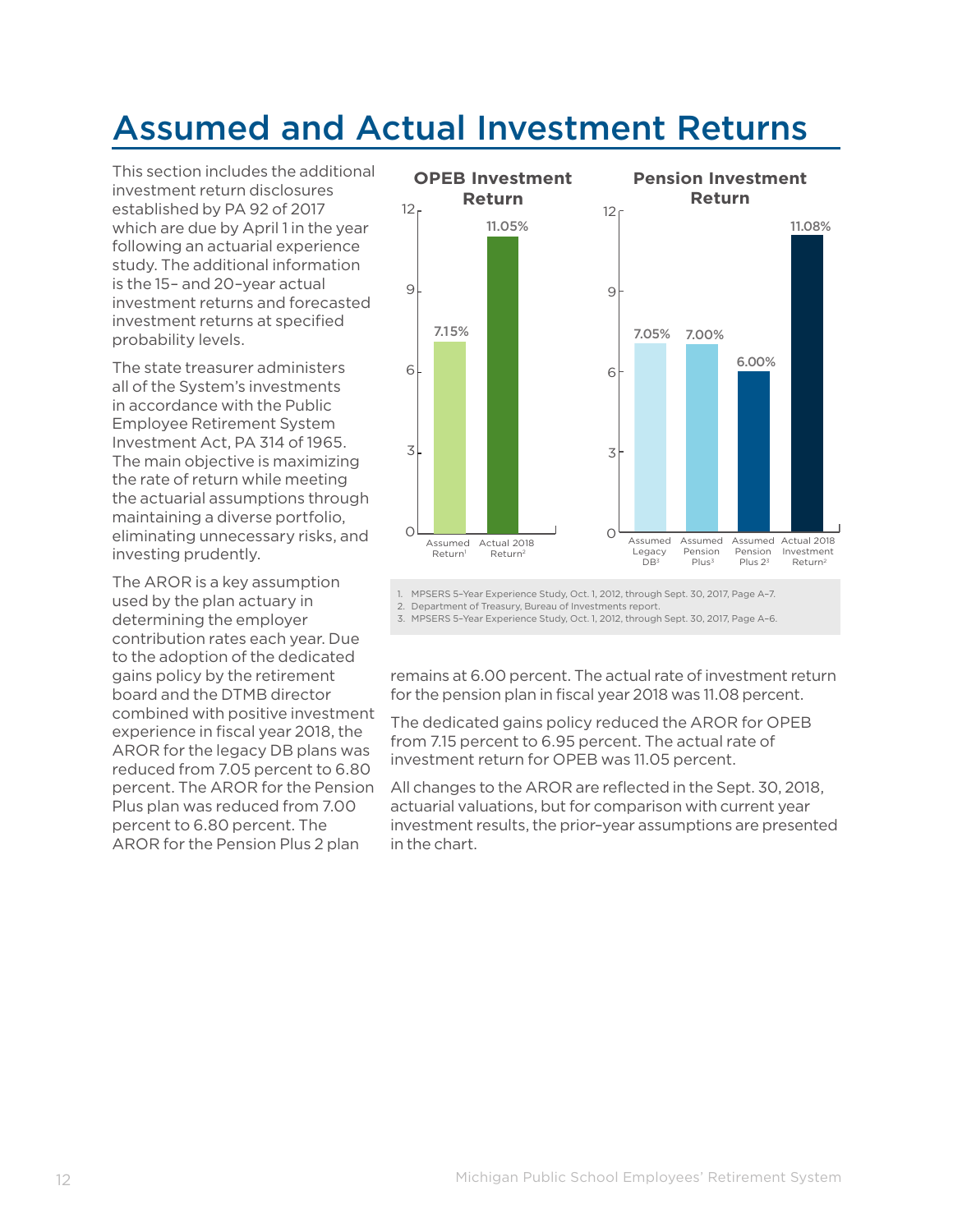# Assumed and Actual Investment Returns

This section includes the additional investment return disclosures established by PA 92 of 2017 which are due by April 1 in the year following an actuarial experience study. The additional information is the 15- and 20-year actual investment returns and forecasted investment returns at specified probability levels.

The state treasurer administers all of the System's investments in accordance with the Public Employee Retirement System Investment Act, PA 314 of 1965. The main objective is maximizing the rate of return while meeting the actuarial assumptions through maintaining a diverse portfolio, eliminating unnecessary risks, and investing prudently.

The AROR is a key assumption used by the plan actuary in determining the employer contribution rates each year. Due to the adoption of the dedicated gains policy by the retirement board and the DTMB director combined with positive investment experience in fiscal year 2018, the AROR for the legacy DB plans was reduced from 7.05 percent to 6.80 percent. The AROR for the Pension Plus plan was reduced from 7.00 percent to 6.80 percent. The AROR for the Pension Plus 2 plan remains at 6.00 percent. The actual rate of investment return for the pension plan in fiscal year 2018 was 11.08 percent.

**OPEB Investment Return**

| | Return |
|---|---|
| Assumed Return[1] | 7.15% |
| Actual 2018 Return[2] | 11.05% |

**Pension Investment Return**

| | Return |
|---|---|
| Assumed Legacy DB[3] | 7.05% |
| Assumed Pension Plus[3] | 7.00% |
| Assumed Pension Plus 2[3] | 6.00% |
| Actual 2018 Investment Return[2] | 11.08% |

1. MPSERS 5-Year Experience Study, Oct. 1, 2012, through Sept. 30, 2017, Page A-7.
2. Department of Treasury, Bureau of Investments report.
3. MPSERS 5-Year Experience Study, Oct. 1, 2012, through Sept. 30, 2017, Page A-6.

The dedicated gains policy reduced the AROR for OPEB from 7.15 percent to 6.95 percent. The actual rate of investment return for OPEB was 11.05 percent.

All changes to the AROR are reflected in the Sept. 30, 2018, actuarial valuations, but for comparison with current year investment results, the prior-year assumptions are presented in the chart.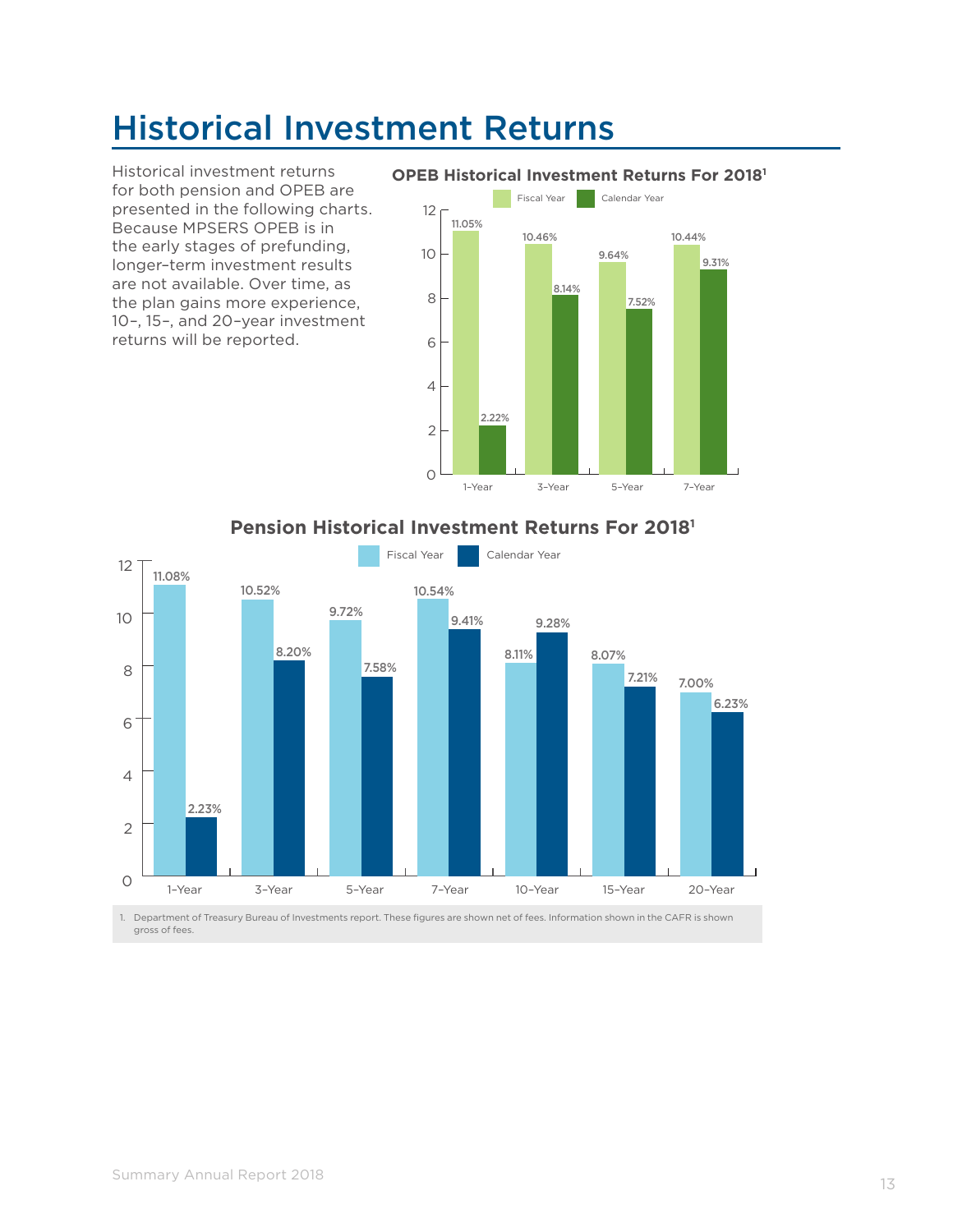# Historical Investment Returns

Historical investment returns for both pension and OPEB are presented in the following charts. Because MPSERS OPEB is in the early stages of prefunding, longer–term investment results are not available. Over time, as the plan gains more experience, 10–, 15–, and 20–year investment returns will be reported.

**OPEB Historical Investment Returns For 2018[1]**

| | Fiscal Year | Calendar Year |
|---|---|---|
| 1–Year | 11.05% | 2.22% |
| 3–Year | 10.46% | 8.14% |
| 5–Year | 9.64% | 7.52% |
| 7–Year | 10.44% | 9.31% |

**Pension Historical Investment Returns For 2018[1]**

| | Fiscal Year | Calendar Year |
|---|---|---|
| 1–Year | 11.08% | 2.23% |
| 3–Year | 10.52% | 8.20% |
| 5–Year | 9.72% | 7.58% |
| 7–Year | 10.54% | 9.41% |
| 10–Year | 8.11% | 9.28% |
| 15–Year | 8.07% | 7.21% |
| 20–Year | 7.00% | 6.23% |

1. Department of Treasury Bureau of Investments report. These figures are shown net of fees. Information shown in the CAFR is shown gross of fees.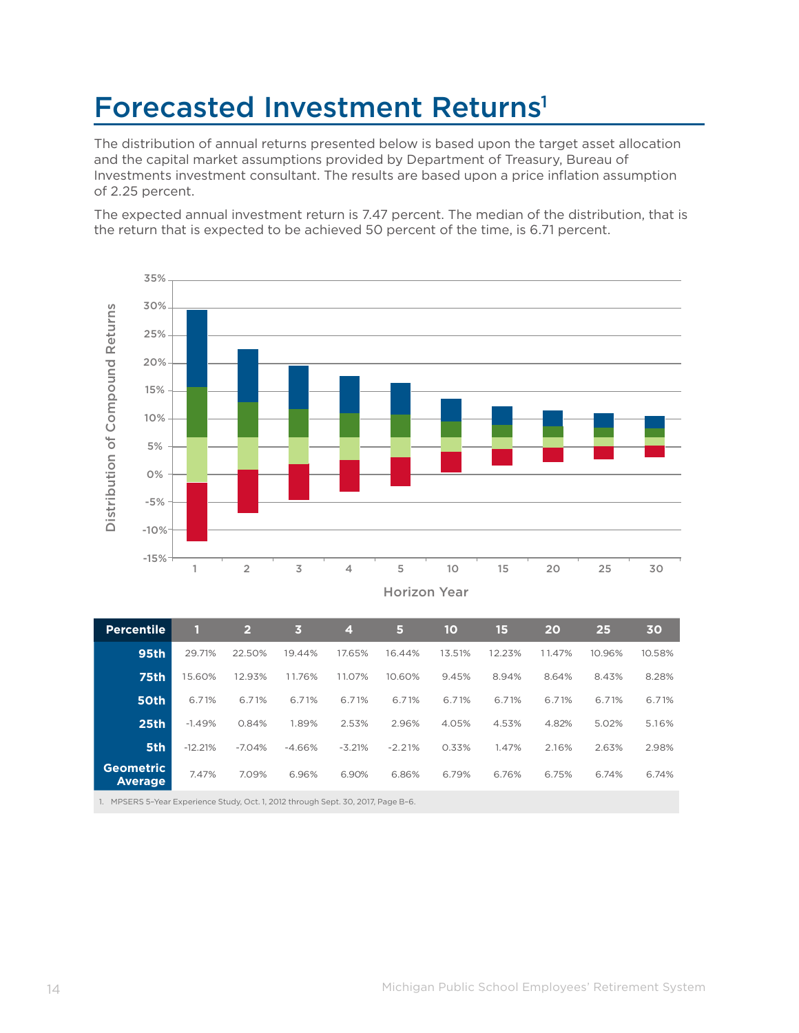# Forecasted Investment Returns[1]

The distribution of annual returns presented below is based upon the target asset allocation and the capital market assumptions provided by Department of Treasury, Bureau of Investments investment consultant. The results are based upon a price inflation assumption of 2.25 percent.

The expected annual investment return is 7.47 percent. The median of the distribution, that is the return that is expected to be achieved 50 percent of the time, is 6.71 percent.

| Percentile | 1 | 2 | 3 | 4 | 5 | 10 | 15 | 20 | 25 | 30 |
|---|---|---|---|---|---|---|---|---|---|---|
| 95th | 29.71% | 22.50% | 19.44% | 17.65% | 16.44% | 13.51% | 12.23% | 11.47% | 10.96% | 10.58% |
| 75th | 15.60% | 12.93% | 11.76% | 11.07% | 10.60% | 9.45% | 8.94% | 8.64% | 8.43% | 8.28% |
| 50th | 6.71% | 6.71% | 6.71% | 6.71% | 6.71% | 6.71% | 6.71% | 6.71% | 6.71% | 6.71% |
| 25th | -1.49% | 0.84% | 1.89% | 2.53% | 2.96% | 4.05% | 4.53% | 4.82% | 5.02% | 5.16% |
| 5th | -12.21% | -7.04% | -4.66% | -3.21% | -2.21% | 0.33% | 1.47% | 2.16% | 2.63% | 2.98% |
| Geometric Average | 7.47% | 7.09% | 6.96% | 6.90% | 6.86% | 6.79% | 6.76% | 6.75% | 6.74% | 6.74% |

1. MPSERS 5-Year Experience Study, Oct. 1, 2012 through Sept. 30, 2017, Page B-6.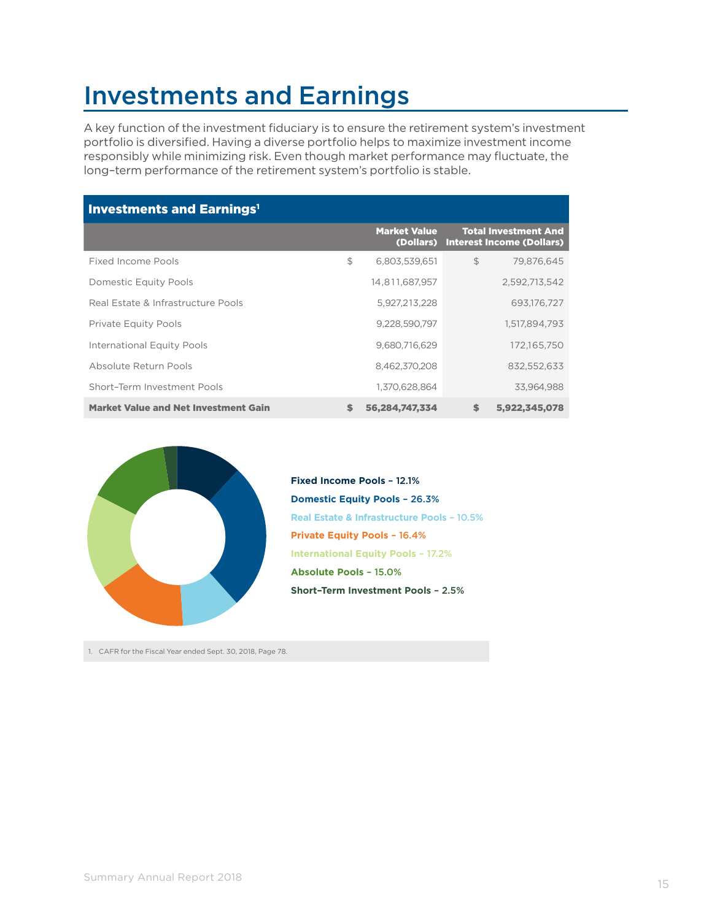# Investments and Earnings

A key function of the investment fiduciary is to ensure the retirement system's investment portfolio is diversified. Having a diverse portfolio helps to maximize investment income responsibly while minimizing risk. Even though market performance may fluctuate, the long–term performance of the retirement system's portfolio is stable.

**Investments and Earnings[1]**

| | Market Value (Dollars) | Total Investment And Interest Income (Dollars) |
|---|---|---|
| Fixed Income Pools | $ 6,803,539,651 | $ 79,876,645 |
| Domestic Equity Pools | 14,811,687,957 | 2,592,713,542 |
| Real Estate & Infrastructure Pools | 5,927,213,228 | 693,176,727 |
| Private Equity Pools | 9,228,590,797 | 1,517,894,793 |
| International Equity Pools | 9,680,716,629 | 172,165,750 |
| Absolute Return Pools | 8,462,370,208 | 832,552,633 |
| Short–Term Investment Pools | 1,370,628,864 | 33,964,988 |
| **Market Value and Net Investment Gain** | **$ 56,284,747,334** | **$ 5,922,345,078** |

**Fixed Income Pools – 12.1%**

**Domestic Equity Pools – 26.3%**

**Real Estate & Infrastructure Pools – 10.5%**

**Private Equity Pools – 16.4%**

**International Equity Pools – 17.2%**

**Absolute Pools – 15.0%**

**Short–Term Investment Pools – 2.5%**

1. CAFR for the Fiscal Year ended Sept. 30, 2018, Page 78.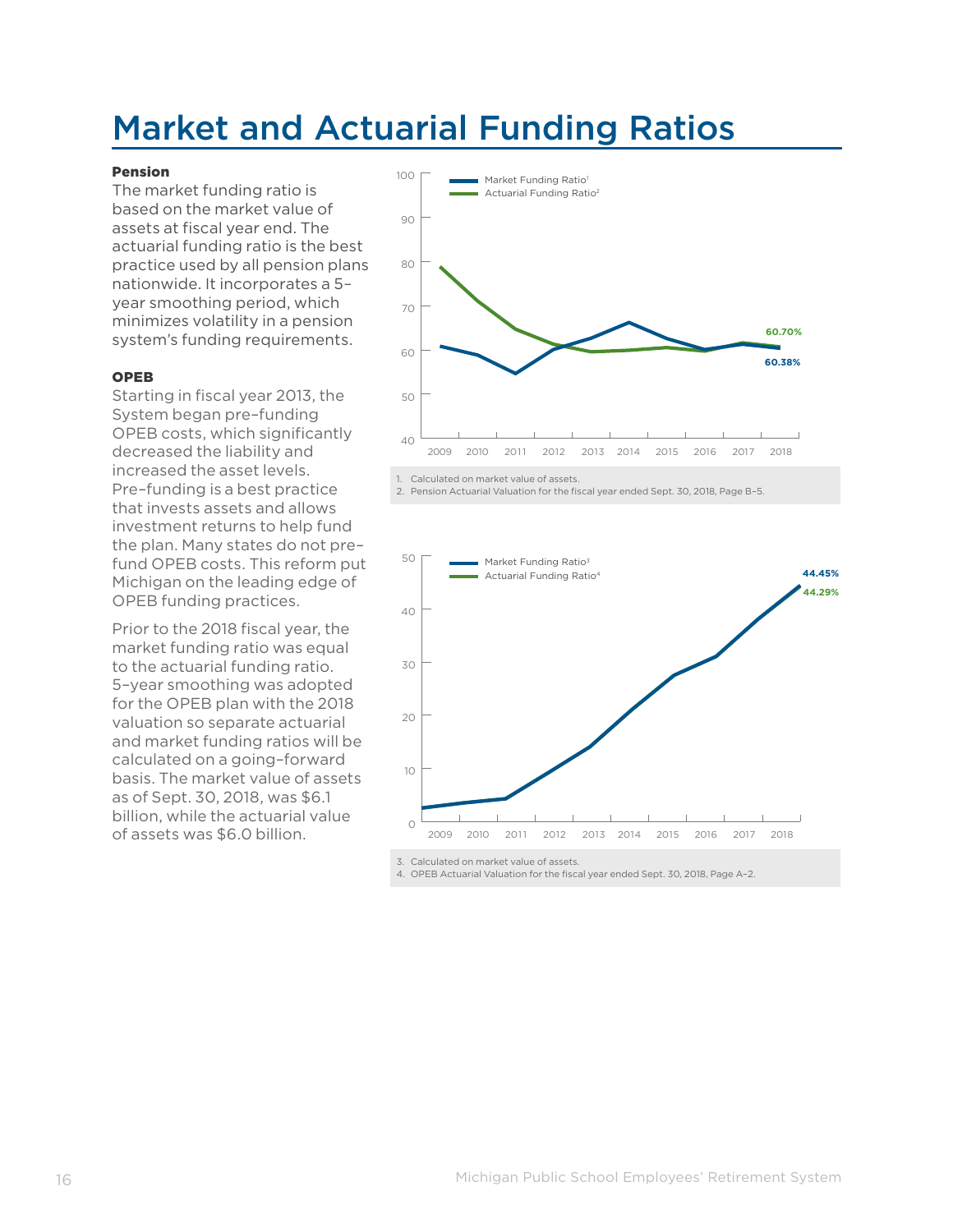# Market and Actuarial Funding Ratios

**Pension**

The market funding ratio is based on the market value of assets at fiscal year end. The actuarial funding ratio is the best practice used by all pension plans nationwide. It incorporates a 5–year smoothing period, which minimizes volatility in a pension system's funding requirements.

**OPEB**

Starting in fiscal year 2013, the System began pre–funding OPEB costs, which significantly decreased the liability and increased the asset levels. Pre–funding is a best practice that invests assets and allows investment returns to help fund the plan. Many states do not pre–fund OPEB costs. This reform put Michigan on the leading edge of OPEB funding practices.

Prior to the 2018 fiscal year, the market funding ratio was equal to the actuarial funding ratio. 5–year smoothing was adopted for the OPEB plan with the 2018 valuation so separate actuarial and market funding ratios will be calculated on a going–forward basis. The market value of assets as of Sept. 30, 2018, was $6.1 billion, while the actuarial value of assets was $6.0 billion.

Market Funding Ratio[1]
Actuarial Funding Ratio[2]

2018: Actuarial Funding Ratio 60.70%; Market Funding Ratio 60.38%

1. Calculated on market value of assets.
2. Pension Actuarial Valuation for the fiscal year ended Sept. 30, 2018, Page B–5.

Market Funding Ratio[3]
Actuarial Funding Ratio[4]

2018: Market Funding Ratio 44.45%; Actuarial Funding Ratio 44.29%

3. Calculated on market value of assets.
4. OPEB Actuarial Valuation for the fiscal year ended Sept. 30, 2018, Page A–2.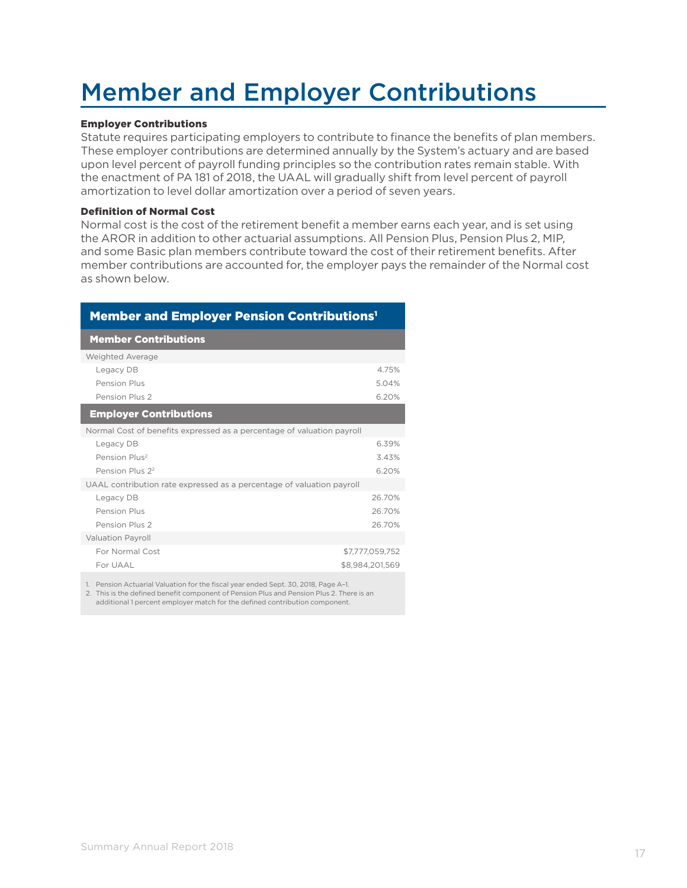# Member and Employer Contributions

**Employer Contributions**

Statute requires participating employers to contribute to finance the benefits of plan members. These employer contributions are determined annually by the System's actuary and are based upon level percent of payroll funding principles so the contribution rates remain stable. With the enactment of PA 181 of 2018, the UAAL will gradually shift from level percent of payroll amortization to level dollar amortization over a period of seven years.

**Definition of Normal Cost**

Normal cost is the cost of the retirement benefit a member earns each year, and is set using the AROR in addition to other actuarial assumptions. All Pension Plus, Pension Plus 2, MIP, and some Basic plan members contribute toward the cost of their retirement benefits. After member contributions are accounted for, the employer pays the remainder of the Normal cost as shown below.

| Member and Employer Pension Contributions[1] | |
|---|---|
| **Member Contributions** | |
| Weighted Average | |
| Legacy DB | 4.75% |
| Pension Plus | 5.04% |
| Pension Plus 2 | 6.20% |
| **Employer Contributions** | |
| Normal Cost of benefits expressed as a percentage of valuation payroll | |
| Legacy DB | 6.39% |
| Pension Plus[2] | 3.43% |
| Pension Plus 2[2] | 6.20% |
| UAAL contribution rate expressed as a percentage of valuation payroll | |
| Legacy DB | 26.70% |
| Pension Plus | 26.70% |
| Pension Plus 2 | 26.70% |
| Valuation Payroll | |
| For Normal Cost | $7,777,059,752 |
| For UAAL | $8,984,201,569 |

1. Pension Actuarial Valuation for the fiscal year ended Sept. 30, 2018, Page A–1.
2. This is the defined benefit component of Pension Plus and Pension Plus 2. There is an additional 1 percent employer match for the defined contribution component.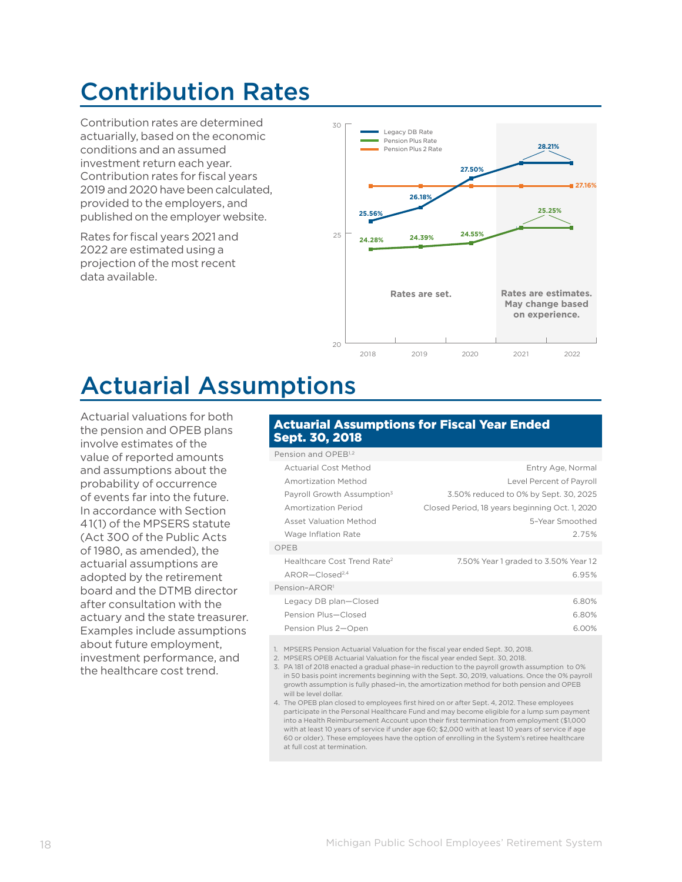# Contribution Rates

Contribution rates are determined actuarially, based on the economic conditions and an assumed investment return each year. Contribution rates for fiscal years 2019 and 2020 have been calculated, provided to the employers, and published on the employer website.

Rates for fiscal years 2021 and 2022 are estimated using a projection of the most recent data available.

| Year | Legacy DB Rate | Pension Plus Rate | Pension Plus 2 Rate |
|---|---|---|---|
| 2018 | 25.56% | 24.28% | 27.16% |
| 2019 | 26.18% | 24.39% | 27.16% |
| 2020 | 27.50% | 24.55% | 27.16% |
| 2021 | 28.21% | 25.25% | 27.16% |
| 2022 | 28.21% | 25.25% | 27.16% |

Rates are set. (2018–2020)

Rates are estimates. May change based on experience. (2021–2022)

# Actuarial Assumptions

Actuarial valuations for both the pension and OPEB plans involve estimates of the value of reported amounts and assumptions about the probability of occurrence of events far into the future. In accordance with Section 41(1) of the MPSERS statute (Act 300 of the Public Acts of 1980, as amended), the actuarial assumptions are adopted by the retirement board and the DTMB director after consultation with the actuary and the state treasurer. Examples include assumptions about future employment, investment performance, and the healthcare cost trend.

## Actuarial Assumptions for Fiscal Year Ended Sept. 30, 2018

| Pension and OPEB[1,2] | |
|---|---|
| Actuarial Cost Method | Entry Age, Normal |
| Amortization Method | Level Percent of Payroll |
| Payroll Growth Assumption[3] | 3.50% reduced to 0% by Sept. 30, 2025 |
| Amortization Period | Closed Period, 18 years beginning Oct. 1, 2020 |
| Asset Valuation Method | 5-Year Smoothed |
| Wage Inflation Rate | 2.75% |
| **OPEB** | |
| Healthcare Cost Trend Rate[2] | 7.50% Year 1 graded to 3.50% Year 12 |
| AROR—Closed[2,4] | 6.95% |
| **Pension-AROR[1]** | |
| Legacy DB plan—Closed | 6.80% |
| Pension Plus—Closed | 6.80% |
| Pension Plus 2—Open | 6.00% |

1. MPSERS Pension Actuarial Valuation for the fiscal year ended Sept. 30, 2018.
2. MPSERS OPEB Actuarial Valuation for the fiscal year ended Sept. 30, 2018.
3. PA 181 of 2018 enacted a gradual phase-in reduction to the payroll growth assumption to 0% in 50 basis point increments beginning with the Sept. 30, 2019, valuations. Once the 0% payroll growth assumption is fully phased-in, the amortization method for both pension and OPEB will be level dollar.
4. The OPEB plan closed to employees first hired on or after Sept. 4, 2012. These employees participate in the Personal Healthcare Fund and may become eligible for a lump sum payment into a Health Reimbursement Account upon their first termination from employment ($1,000 with at least 10 years of service if under age 60; $2,000 with at least 10 years of service if age 60 or older). These employees have the option of enrolling in the System's retiree healthcare at full cost at termination.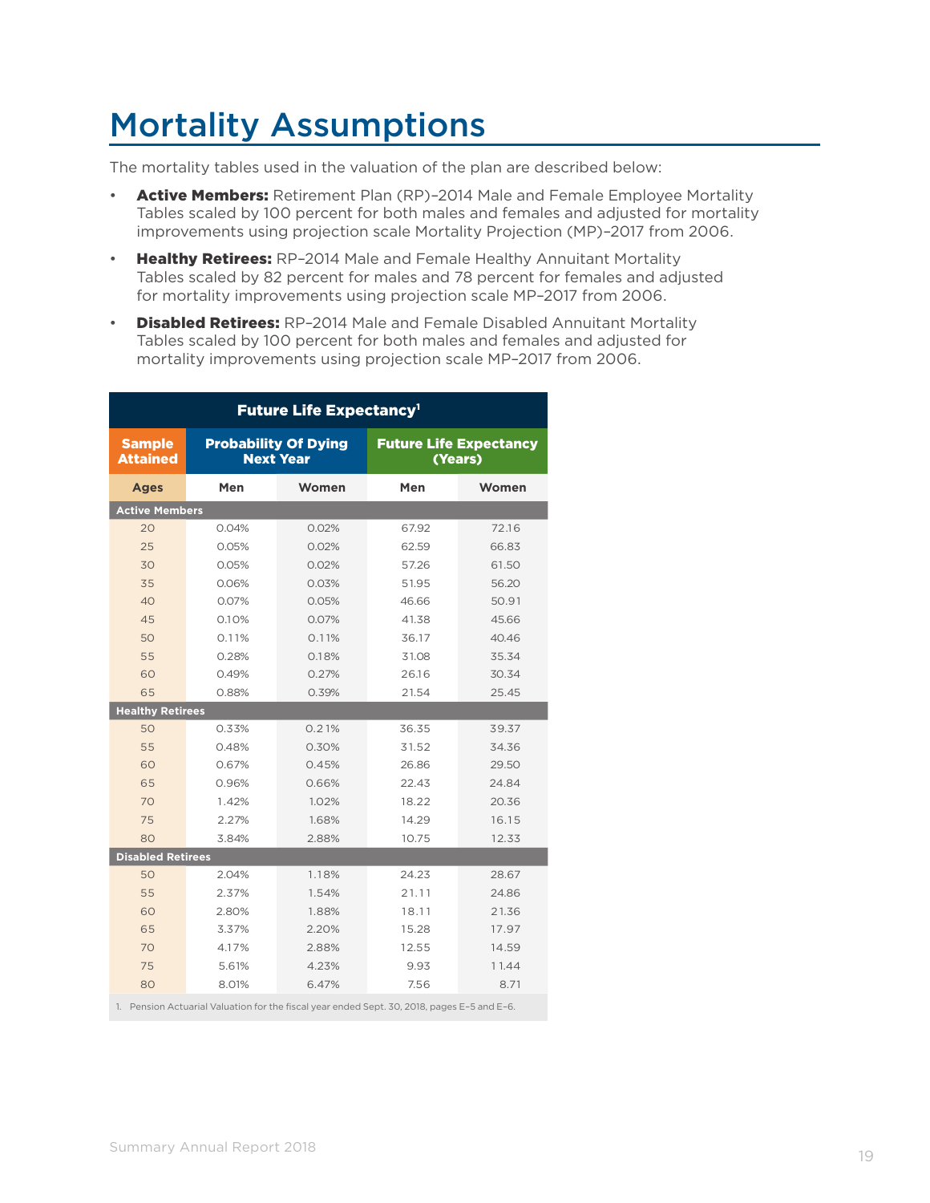# Mortality Assumptions

The mortality tables used in the valuation of the plan are described below:

- **Active Members:** Retirement Plan (RP)–2014 Male and Female Employee Mortality Tables scaled by 100 percent for both males and females and adjusted for mortality improvements using projection scale Mortality Projection (MP)–2017 from 2006.
- **Healthy Retirees:** RP–2014 Male and Female Healthy Annuitant Mortality Tables scaled by 82 percent for males and 78 percent for females and adjusted for mortality improvements using projection scale MP–2017 from 2006.
- **Disabled Retirees:** RP–2014 Male and Female Disabled Annuitant Mortality Tables scaled by 100 percent for both males and females and adjusted for mortality improvements using projection scale MP–2017 from 2006.

**Future Life Expectancy[1]**

| Sample Attained | Probability Of Dying Next Year | | Future Life Expectancy (Years) | |
|---|---|---|---|---|
| Ages | Men | Women | Men | Women |
| **Active Members** | | | | |
| 20 | 0.04% | 0.02% | 67.92 | 72.16 |
| 25 | 0.05% | 0.02% | 62.59 | 66.83 |
| 30 | 0.05% | 0.02% | 57.26 | 61.50 |
| 35 | 0.06% | 0.03% | 51.95 | 56.20 |
| 40 | 0.07% | 0.05% | 46.66 | 50.91 |
| 45 | 0.10% | 0.07% | 41.38 | 45.66 |
| 50 | 0.11% | 0.11% | 36.17 | 40.46 |
| 55 | 0.28% | 0.18% | 31.08 | 35.34 |
| 60 | 0.49% | 0.27% | 26.16 | 30.34 |
| 65 | 0.88% | 0.39% | 21.54 | 25.45 |
| **Healthy Retirees** | | | | |
| 50 | 0.33% | 0.21% | 36.35 | 39.37 |
| 55 | 0.48% | 0.30% | 31.52 | 34.36 |
| 60 | 0.67% | 0.45% | 26.86 | 29.50 |
| 65 | 0.96% | 0.66% | 22.43 | 24.84 |
| 70 | 1.42% | 1.02% | 18.22 | 20.36 |
| 75 | 2.27% | 1.68% | 14.29 | 16.15 |
| 80 | 3.84% | 2.88% | 10.75 | 12.33 |
| **Disabled Retirees** | | | | |
| 50 | 2.04% | 1.18% | 24.23 | 28.67 |
| 55 | 2.37% | 1.54% | 21.11 | 24.86 |
| 60 | 2.80% | 1.88% | 18.11 | 21.36 |
| 65 | 3.37% | 2.20% | 15.28 | 17.97 |
| 70 | 4.17% | 2.88% | 12.55 | 14.59 |
| 75 | 5.61% | 4.23% | 9.93 | 11.44 |
| 80 | 8.01% | 6.47% | 7.56 | 8.71 |

1. Pension Actuarial Valuation for the fiscal year ended Sept. 30, 2018, pages E–5 and E–6.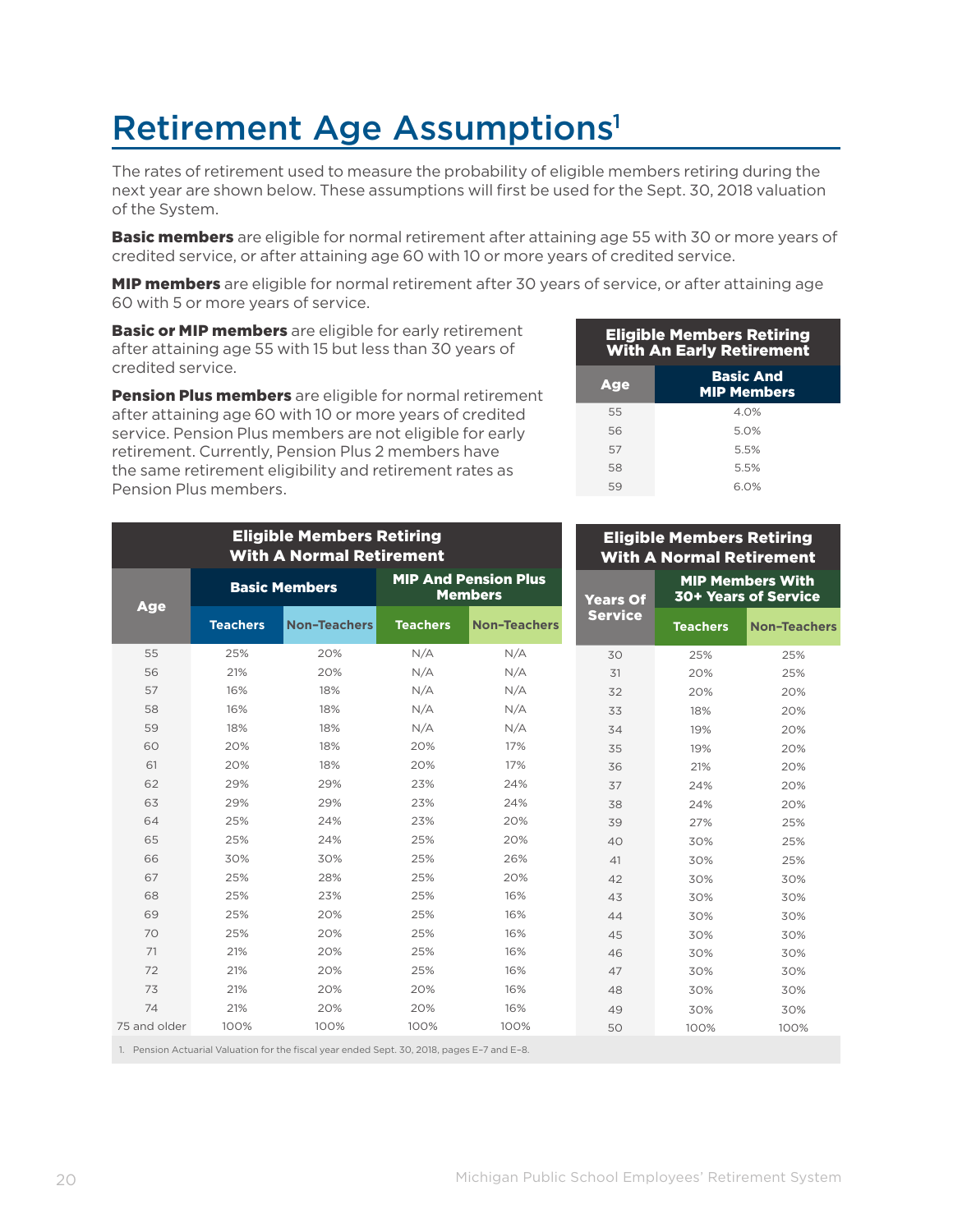# Retirement Age Assumptions[1]

The rates of retirement used to measure the probability of eligible members retiring during the next year are shown below. These assumptions will first be used for the Sept. 30, 2018 valuation of the System.

**Basic members** are eligible for normal retirement after attaining age 55 with 30 or more years of credited service, or after attaining age 60 with 10 or more years of credited service.

**MIP members** are eligible for normal retirement after 30 years of service, or after attaining age 60 with 5 or more years of service.

**Basic or MIP members** are eligible for early retirement after attaining age 55 with 15 but less than 30 years of credited service.

**Pension Plus members** are eligible for normal retirement after attaining age 60 with 10 or more years of credited service. Pension Plus members are not eligible for early retirement. Currently, Pension Plus 2 members have the same retirement eligibility and retirement rates as Pension Plus members.

**Eligible Members Retiring With An Early Retirement**

| Age | Basic And MIP Members |
|---|---|
| 55 | 4.0% |
| 56 | 5.0% |
| 57 | 5.5% |
| 58 | 5.5% |
| 59 | 6.0% |

**Eligible Members Retiring With A Normal Retirement**

| Age | Basic Members | | MIP And Pension Plus Members | |
|---|---|---|---|---|
| | Teachers | Non-Teachers | Teachers | Non-Teachers |
| 55 | 25% | 20% | N/A | N/A |
| 56 | 21% | 20% | N/A | N/A |
| 57 | 16% | 18% | N/A | N/A |
| 58 | 16% | 18% | N/A | N/A |
| 59 | 18% | 18% | N/A | N/A |
| 60 | 20% | 18% | 20% | 17% |
| 61 | 20% | 18% | 20% | 17% |
| 62 | 29% | 29% | 23% | 24% |
| 63 | 29% | 29% | 23% | 24% |
| 64 | 25% | 24% | 23% | 20% |
| 65 | 25% | 24% | 25% | 20% |
| 66 | 30% | 30% | 25% | 26% |
| 67 | 25% | 28% | 25% | 20% |
| 68 | 25% | 23% | 25% | 16% |
| 69 | 25% | 20% | 25% | 16% |
| 70 | 25% | 20% | 25% | 16% |
| 71 | 21% | 20% | 25% | 16% |
| 72 | 21% | 20% | 25% | 16% |
| 73 | 21% | 20% | 20% | 16% |
| 74 | 21% | 20% | 20% | 16% |
| 75 and older | 100% | 100% | 100% | 100% |

**Eligible Members Retiring With A Normal Retirement**

| Years Of Service | MIP Members With 30+ Years of Service | |
|---|---|---|
| | Teachers | Non-Teachers |
| 30 | 25% | 25% |
| 31 | 20% | 25% |
| 32 | 20% | 20% |
| 33 | 18% | 20% |
| 34 | 19% | 20% |
| 35 | 19% | 20% |
| 36 | 21% | 20% |
| 37 | 24% | 20% |
| 38 | 24% | 20% |
| 39 | 27% | 25% |
| 40 | 30% | 25% |
| 41 | 30% | 25% |
| 42 | 30% | 30% |
| 43 | 30% | 30% |
| 44 | 30% | 30% |
| 45 | 30% | 30% |
| 46 | 30% | 30% |
| 47 | 30% | 30% |
| 48 | 30% | 30% |
| 49 | 30% | 30% |
| 50 | 100% | 100% |

1. Pension Actuarial Valuation for the fiscal year ended Sept. 30, 2018, pages E-7 and E-8.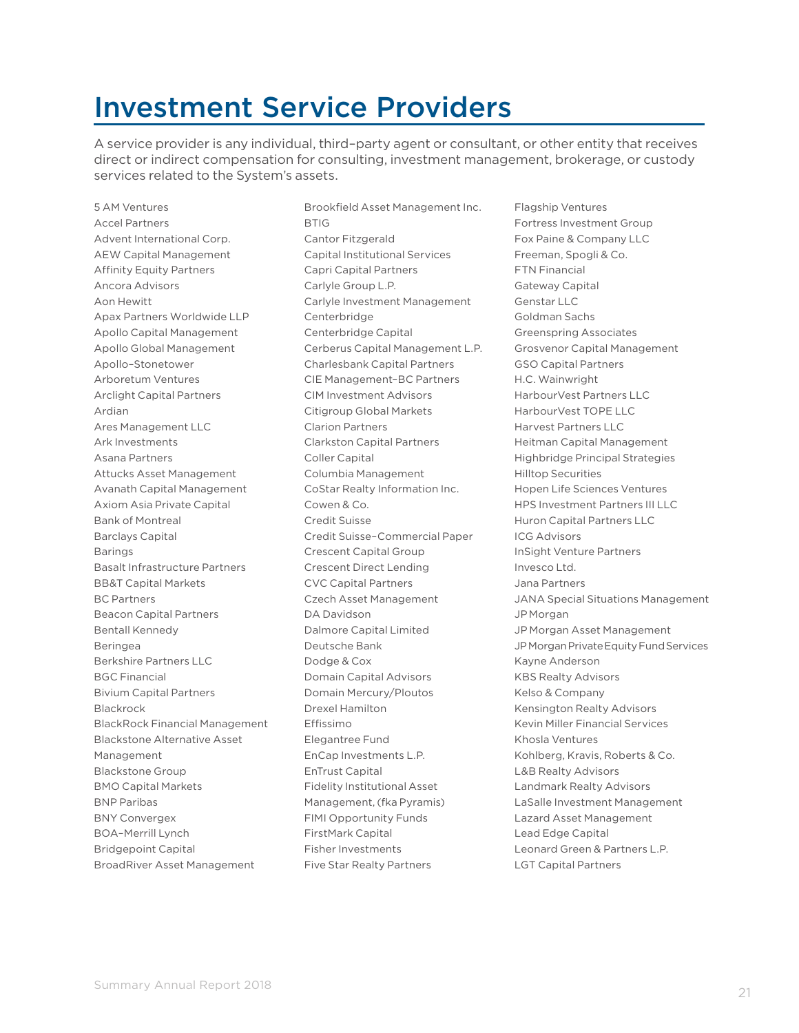# Investment Service Providers

A service provider is any individual, third–party agent or consultant, or other entity that receives direct or indirect compensation for consulting, investment management, brokerage, or custody services related to the System's assets.

5 AM Ventures
Accel Partners
Advent International Corp.
AEW Capital Management
Affinity Equity Partners
Ancora Advisors
Aon Hewitt
Apax Partners Worldwide LLP
Apollo Capital Management
Apollo Global Management
Apollo–Stonetower
Arboretum Ventures
Arclight Capital Partners
Ardian
Ares Management LLC
Ark Investments
Asana Partners
Attucks Asset Management
Avanath Capital Management
Axiom Asia Private Capital
Bank of Montreal
Barclays Capital
Barings
Basalt Infrastructure Partners
BB&T Capital Markets
BC Partners
Beacon Capital Partners
Bentall Kennedy
Beringea
Berkshire Partners LLC
BGC Financial
Bivium Capital Partners
Blackrock
BlackRock Financial Management
Blackstone Alternative Asset Management
Blackstone Group
BMO Capital Markets
BNP Paribas
BNY Convergex
BOA–Merrill Lynch
Bridgepoint Capital
BroadRiver Asset Management
Brookfield Asset Management Inc.
BTIG
Cantor Fitzgerald
Capital Institutional Services
Capri Capital Partners
Carlyle Group L.P.
Carlyle Investment Management
Centerbridge
Centerbridge Capital
Cerberus Capital Management L.P.
Charlesbank Capital Partners
CIE Management–BC Partners
CIM Investment Advisors
Citigroup Global Markets
Clarion Partners
Clarkston Capital Partners
Coller Capital
Columbia Management
CoStar Realty Information Inc.
Cowen & Co.
Credit Suisse
Credit Suisse–Commercial Paper
Crescent Capital Group
Crescent Direct Lending
CVC Capital Partners
Czech Asset Management
DA Davidson
Dalmore Capital Limited
Deutsche Bank
Dodge & Cox
Domain Capital Advisors
Domain Mercury/Ploutos
Drexel Hamilton
Effissimo
Elegantree Fund
EnCap Investments L.P.
EnTrust Capital
Fidelity Institutional Asset Management, (fka Pyramis)
FIMI Opportunity Funds
FirstMark Capital
Fisher Investments
Five Star Realty Partners
Flagship Ventures
Fortress Investment Group
Fox Paine & Company LLC
Freeman, Spogli & Co.
FTN Financial
Gateway Capital
Genstar LLC
Goldman Sachs
Greenspring Associates
Grosvenor Capital Management
GSO Capital Partners
H.C. Wainwright
HarbourVest Partners LLC
HarbourVest TOPE LLC
Harvest Partners LLC
Heitman Capital Management
Highbridge Principal Strategies
Hilltop Securities
Hopen Life Sciences Ventures
HPS Investment Partners III LLC
Huron Capital Partners LLC
ICG Advisors
InSight Venture Partners
Invesco Ltd.
Jana Partners
JANA Special Situations Management
JP Morgan
JP Morgan Asset Management
JP Morgan Private Equity Fund Services
Kayne Anderson
KBS Realty Advisors
Kelso & Company
Kensington Realty Advisors
Kevin Miller Financial Services
Khosla Ventures
Kohlberg, Kravis, Roberts & Co.
L&B Realty Advisors
Landmark Realty Advisors
LaSalle Investment Management
Lazard Asset Management
Lead Edge Capital
Leonard Green & Partners L.P.
LGT Capital Partners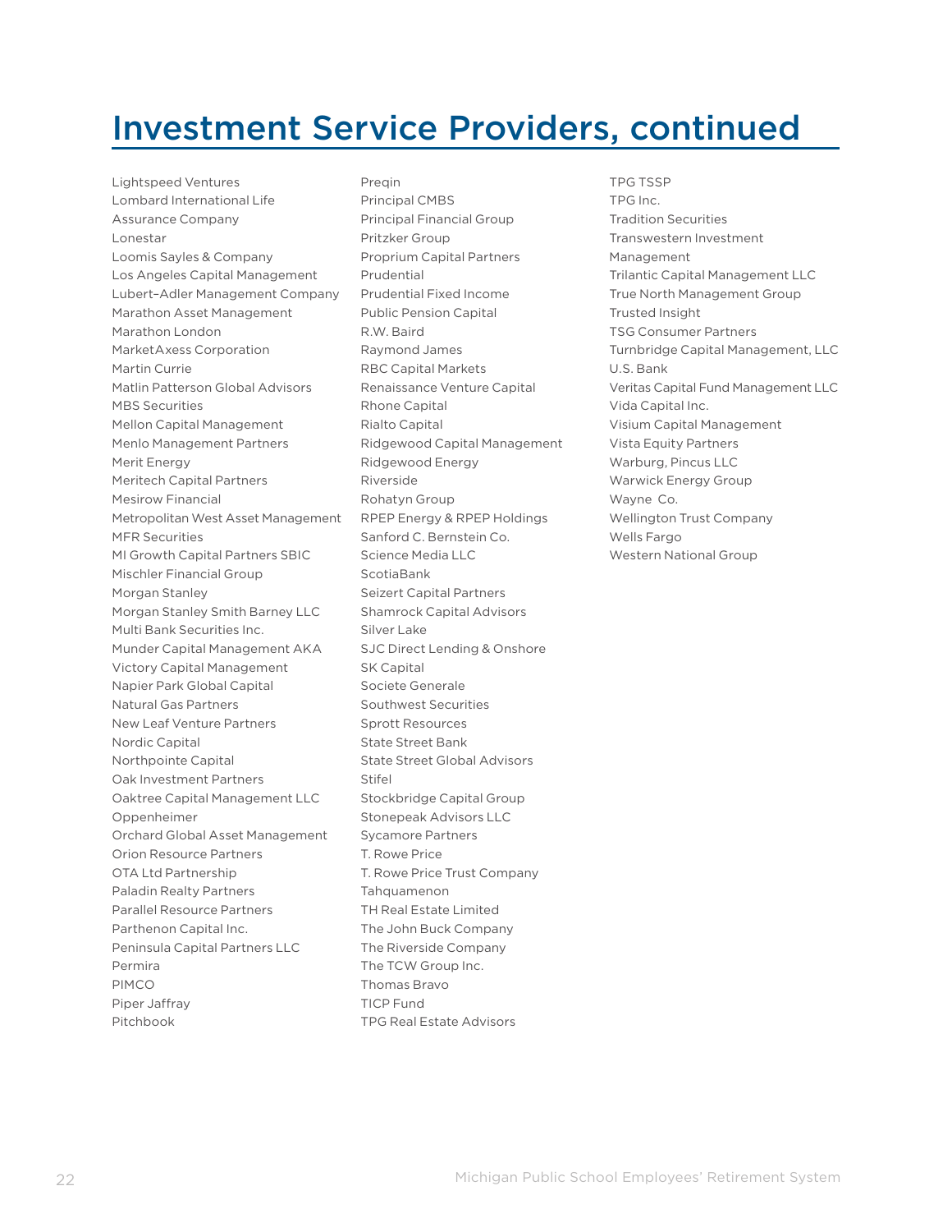# Investment Service Providers, continued

Lightspeed Ventures
Lombard International Life Assurance Company
Lonestar
Loomis Sayles & Company
Los Angeles Capital Management
Lubert–Adler Management Company
Marathon Asset Management
Marathon London
MarketAxess Corporation
Martin Currie
Matlin Patterson Global Advisors
MBS Securities
Mellon Capital Management
Menlo Management Partners
Merit Energy
Meritech Capital Partners
Mesirow Financial
Metropolitan West Asset Management
MFR Securities
MI Growth Capital Partners SBIC
Mischler Financial Group
Morgan Stanley
Morgan Stanley Smith Barney LLC
Multi Bank Securities Inc.
Munder Capital Management AKA Victory Capital Management
Napier Park Global Capital
Natural Gas Partners
New Leaf Venture Partners
Nordic Capital
Northpointe Capital
Oak Investment Partners
Oaktree Capital Management LLC
Oppenheimer
Orchard Global Asset Management
Orion Resource Partners
OTA Ltd Partnership
Paladin Realty Partners
Parallel Resource Partners
Parthenon Capital Inc.
Peninsula Capital Partners LLC
Permira
PIMCO
Piper Jaffray
Pitchbook
Preqin
Principal CMBS
Principal Financial Group
Pritzker Group
Proprium Capital Partners
Prudential
Prudential Fixed Income
Public Pension Capital
R.W. Baird
Raymond James
RBC Capital Markets
Renaissance Venture Capital
Rhone Capital
Rialto Capital
Ridgewood Capital Management
Ridgewood Energy
Riverside
Rohatyn Group
RPEP Energy & RPEP Holdings
Sanford C. Bernstein Co.
Science Media LLC
ScotiaBank
Seizert Capital Partners
Shamrock Capital Advisors
Silver Lake
SJC Direct Lending & Onshore
SK Capital
Societe Generale
Southwest Securities
Sprott Resources
State Street Bank
State Street Global Advisors
Stifel
Stockbridge Capital Group
Stonepeak Advisors LLC
Sycamore Partners
T. Rowe Price
T. Rowe Price Trust Company
Tahquamenon
TH Real Estate Limited
The John Buck Company
The Riverside Company
The TCW Group Inc.
Thomas Bravo
TICP Fund
TPG Real Estate Advisors
TPG TSSP
TPG Inc.
Tradition Securities
Transwestern Investment Management
Trilantic Capital Management LLC
True North Management Group
Trusted Insight
TSG Consumer Partners
Turnbridge Capital Management, LLC
U.S. Bank
Veritas Capital Fund Management LLC
Vida Capital Inc.
Visium Capital Management
Vista Equity Partners
Warburg, Pincus LLC
Warwick Energy Group
Wayne Co.
Wellington Trust Company
Wells Fargo
Western National Group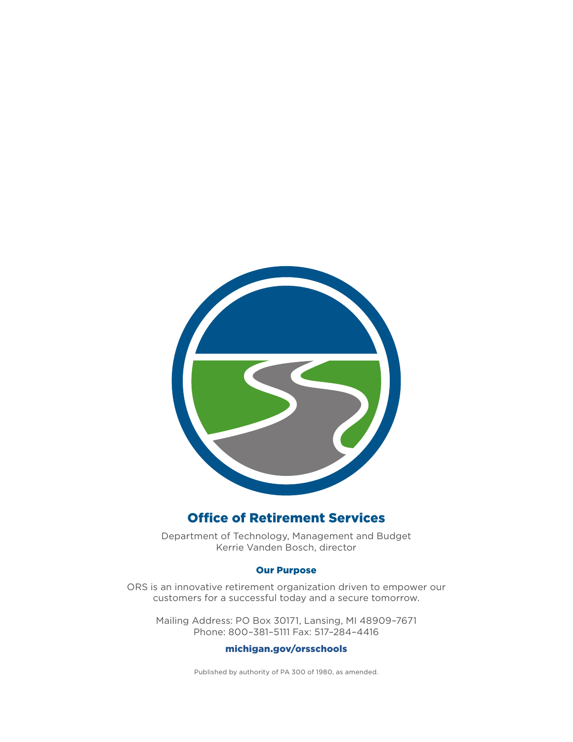## Office of Retirement Services

Department of Technology, Management and Budget
Kerrie Vanden Bosch, director

### Our Purpose

ORS is an innovative retirement organization driven to empower our customers for a successful today and a secure tomorrow.

Mailing Address: PO Box 30171, Lansing, MI 48909–7671
Phone: 800–381–5111 Fax: 517–284–4416

**michigan.gov/orsschools**

Published by authority of PA 300 of 1980, as amended.